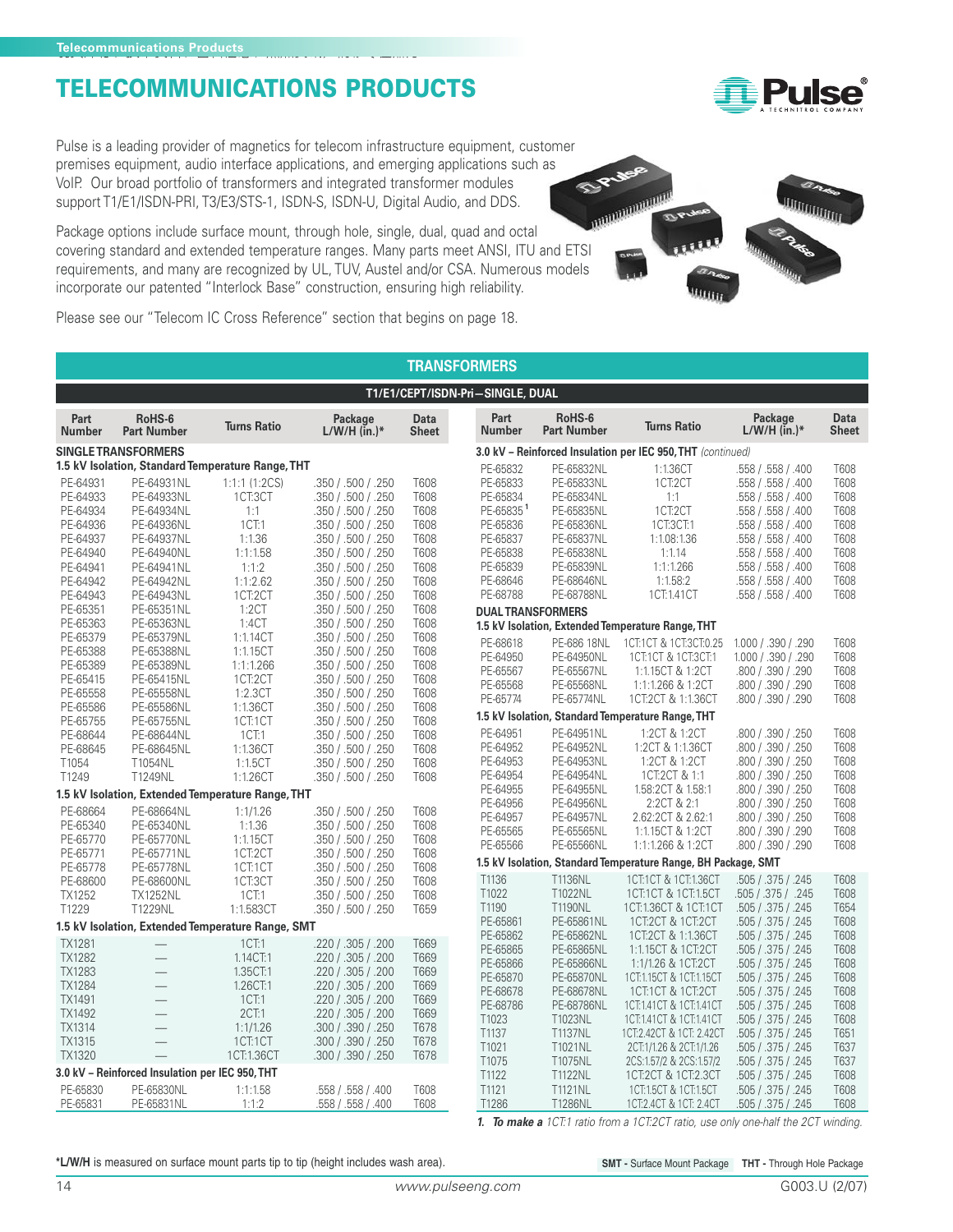# TELECOMMUNICATIONS PRODUCTS

Pulse is a leading provider of magnetics for telecom infrastructure equipment, customer premises equipment, audio interface applications, and emerging applications such as VoIP. Our broad portfolio of transformers and integrated transformer modules support T1/E1/ISDN-PRI, T3/E3/STS-1, ISDN-S, ISDN-U, Digital Audio, and DDS.

Package options include surface mount, through hole, single, dual, quad and octal covering standard and extended temperature ranges. Many parts meet ANSI, ITU and ETSI requirements, and many are recognized by UL, TUV, Austel and/or CSA. Numerous models incorporate our patented "Interlock Base" construction, ensuring high reliability.

Please see our "Telecom IC Cross Reference" section that begins on page 18.

## TRANSFORMERS

### T1/E1/CEPT/ISDN-Pri—SINGLE, DUAL

| Part Number | RoHS-6 Part Number | Turns Ratio | Package L/W/H (in.)* | Data Sheet |
|---|---|---|---|---|
| **SINGLE TRANSFORMERS** | | | | |
| **1.5 kV Isolation, Standard Temperature Range, THT** | | | | |
| PE-64931 | PE-64931NL | 1:1:1 (1:2CS) | .350 / .500 / .250 | T608 |
| PE-64933 | PE-64933NL | 1CT:3CT | .350 / .500 / .250 | T608 |
| PE-64934 | PE-64934NL | 1:1 | .350 / .500 / .250 | T608 |
| PE-64936 | PE-64936NL | 1CT:1 | .350 / .500 / .250 | T608 |
| PE-64937 | PE-64937NL | 1:1.36 | .350 / .500 / .250 | T608 |
| PE-64940 | PE-64940NL | 1:1:1.58 | .350 / .500 / .250 | T608 |
| PE-64941 | PE-64941NL | 1:1:2 | .350 / .500 / .250 | T608 |
| PE-64942 | PE-64942NL | 1:1:2.62 | .350 / .500 / .250 | T608 |
| PE-64943 | PE-64943NL | 1CT:2CT | .350 / .500 / .250 | T608 |
| PE-65351 | PE-65351NL | 1:2CT | .350 / .500 / .250 | T608 |
| PE-65363 | PE-65363NL | 1:4CT | .350 / .500 / .250 | T608 |
| PE-65379 | PE-65379NL | 1:1.14CT | .350 / .500 / .250 | T608 |
| PE-65388 | PE-65388NL | 1:1.15CT | .350 / .500 / .250 | T608 |
| PE-65389 | PE-65389NL | 1:1:1.266 | .350 / .500 / .250 | T608 |
| PE-65415 | PE-65415NL | 1CT:2CT | .350 / .500 / .250 | T608 |
| PE-65558 | PE-65558NL | 1:2.3CT | .350 / .500 / .250 | T608 |
| PE-65586 | PE-65586NL | 1:1.36CT | .350 / .500 / .250 | T608 |
| PE-65755 | PE-65755NL | 1CT:1CT | .350 / .500 / .250 | T608 |
| PE-68644 | PE-68644NL | 1CT:1 | .350 / .500 / .250 | T608 |
| PE-68645 | PE-68645NL | 1:1.36CT | .350 / .500 / .250 | T608 |
| T1054 | T1054NL | 1:1.5CT | .350 / .500 / .250 | T608 |
| T1249 | T1249NL | 1:1.26CT | .350 / .500 / .250 | T608 |
| **1.5 kV Isolation, Extended Temperature Range, THT** | | | | |
| PE-68664 | PE-68664NL | 1:1/1.26 | .350 / .500 / .250 | T608 |
| PE-65340 | PE-65340NL | 1:1.36 | .350 / .500 / .250 | T608 |
| PE-65770 | PE-65770NL | 1:1.15CT | .350 / .500 / .250 | T608 |
| PE-65771 | PE-65771NL | 1CT:2CT | .350 / .500 / .250 | T608 |
| PE-65778 | PE-65778NL | 1CT:1CT | .350 / .500 / .250 | T608 |
| PE-68600 | PE-68600NL | 1CT:3CT | .350 / .500 / .250 | T608 |
| TX1252 | TX1252NL | 1CT:1 | .350 / .500 / .250 | T608 |
| T1229 | T1229NL | 1:1.583CT | .350 / .500 / .250 | T659 |
| **1.5 kV Isolation, Extended Temperature Range, SMT** | | | | |
| TX1281 | — | 1CT:1 | .220 / .305 / .200 | T669 |
| TX1282 | — | 1.14CT:1 | .220 / .305 / .200 | T669 |
| TX1283 | — | 1.35CT:1 | .220 / .305 / .200 | T669 |
| TX1284 | — | 1.26CT:1 | .220 / .305 / .200 | T669 |
| TX1491 | — | 1CT:1 | .220 / .305 / .200 | T669 |
| TX1492 | — | 2CT:1 | .220 / .305 / .200 | T669 |
| TX1314 | — | 1:1/1.26 | .300 / .390 / .250 | T678 |
| TX1315 | — | 1CT:1CT | .300 / .390 / .250 | T678 |
| TX1320 | — | 1CT:1.36CT | .300 / .390 / .250 | T678 |
| **3.0 kV – Reinforced Insulation per IEC 950, THT** | | | | |
| PE-65830 | PE-65830NL | 1:1:1.58 | .558 / .558 / .400 | T608 |
| PE-65831 | PE-65831NL | 1:1:2 | .558 / .558 / .400 | T608 |
| PE-65832 | PE-65832NL | 1:1.36CT | .558 / .558 / .400 | T608 |
| PE-65833 | PE-65833NL | 1CT:2CT | .558 / .558 / .400 | T608 |
| PE-65834 | PE-65834NL | 1:1 | .558 / .558 / .400 | T608 |
| PE-65835[1] | PE-65835NL | 1CT:2CT | .558 / .558 / .400 | T608 |
| PE-65836 | PE-65836NL | 1CT:3CT:1 | .558 / .558 / .400 | T608 |
| PE-65837 | PE-65837NL | 1:1.08:1.36 | .558 / .558 / .400 | T608 |
| PE-65838 | PE-65838NL | 1:1.14 | .558 / .558 / .400 | T608 |
| PE-65839 | PE-65839NL | 1:1:1.266 | .558 / .558 / .400 | T608 |
| PE-68646 | PE-68646NL | 1:1.58:2 | .558 / .558 / .400 | T608 |
| PE-68788 | PE-68788NL | 1CT:1.41CT | .558 / .558 / .400 | T608 |
| **DUAL TRANSFORMERS** | | | | |
| **1.5 kV Isolation, Extended Temperature Range, THT** | | | | |
| PE-68618 | PE-686 18NL | 1CT:1CT & 1CT:3CT:0.25 | 1.000 / .390 / .290 | T608 |
| PE-64950 | PE-64950NL | 1CT:1CT & 1CT:3CT:1 | 1.000 / .390 / .290 | T608 |
| PE-65567 | PE-65567NL | 1:1.15CT & 1:2CT | .800 / .390 / .290 | T608 |
| PE-65568 | PE-65568NL | 1:1:1.266 & 1:2CT | .800 / .390 / .290 | T608 |
| PE-65774 | PE-65774NL | 1CT:2CT & 1:1.36CT | .800 / .390 / .290 | T608 |
| **1.5 kV Isolation, Standard Temperature Range, THT** | | | | |
| PE-64951 | PE-64951NL | 1:2CT & 1:2CT | .800 / .390 / .250 | T608 |
| PE-64952 | PE-64952NL | 1:2CT & 1:1.36CT | .800 / .390 / .250 | T608 |
| PE-64953 | PE-64953NL | 1:2CT & 1:2CT | .800 / .390 / .250 | T608 |
| PE-64954 | PE-64954NL | 1CT:2CT & 1:1 | .800 / .390 / .250 | T608 |
| PE-64955 | PE-64955NL | 1.58:2CT & 1.58:1 | .800 / .390 / .250 | T608 |
| PE-64956 | PE-64956NL | 2:2CT & 2:1 | .800 / .390 / .250 | T608 |
| PE-64957 | PE-64957NL | 2.62:2CT & 2.62:1 | .800 / .390 / .250 | T608 |
| PE-65565 | PE-65565NL | 1:1.15CT & 1:2CT | .800 / .390 / .290 | T608 |
| PE-65566 | PE-65566NL | 1:1:1.266 & 1:2CT | .800 / .390 / .290 | T608 |
| **1.5 kV Isolation, Standard Temperature Range, BH Package, SMT** | | | | |
| T1136 | T1136NL | 1CT:1CT & 1CT:1.36CT | .505 / .375 / .245 | T608 |
| T1022 | T1022NL | 1CT:1CT & 1CT:1.5CT | .505 / .375 / .245 | T608 |
| T1190 | T1190NL | 1CT:1.36CT & 1CT:1CT | .505 / .375 / .245 | T654 |
| PE-65861 | PE-65861NL | 1CT:2CT & 1CT:2CT | .505 / .375 / .245 | T608 |
| PE-65862 | PE-65862NL | 1CT:2CT & 1:1.36CT | .505 / .375 / .245 | T608 |
| PE-65865 | PE-65865NL | 1:1.15CT & 1CT:2CT | .505 / .375 / .245 | T608 |
| PE-65866 | PE-65866NL | 1:1/1.26 & 1CT:2CT | .505 / .375 / .245 | T608 |
| PE-65870 | PE-65870NL | 1CT:1.15CT & 1CT:1.15CT | .505 / .375 / .245 | T608 |
| PE-68678 | PE-68678NL | 1CT:1CT & 1CT:2CT | .505 / .375 / .245 | T608 |
| PE-68786 | PE-68786NL | 1CT:1.41CT & 1CT:1.41CT | .505 / .375 / .245 | T608 |
| T1023 | T1023NL | 1CT:1.41CT & 1CT:1.41CT | .505 / .375 / .245 | T608 |
| T1137 | T1137NL | 1CT:2.42CT & 1CT: 2.42CT | .505 / .375 / .245 | T651 |
| T1021 | T1021NL | 2CT:1/1.26 & 2CT:1/1.26 | .505 / .375 / .245 | T637 |
| T1075 | T1075NL | 2CS:1.57/2 & 2CS:1.57/2 | .505 / .375 / .245 | T637 |
| T1122 | T1122NL | 1CT:2CT & 1CT:2.3CT | .505 / .375 / .245 | T608 |
| T1121 | T1121NL | 1CT:1.5CT & 1CT:1.5CT | .505 / .375 / .245 | T608 |
| T1286 | T1286NL | 1CT:2.4CT & 1CT: 2.4CT | .505 / .375 / .245 | T608 |

1. *To make a 1CT:1 ratio from a 1CT:2CT ratio, use only one-half the 2CT winding.*

***L/W/H** is measured on surface mount parts tip to tip (height includes wash area).

**SMT -** Surface Mount Package **THT -** Through Hole Package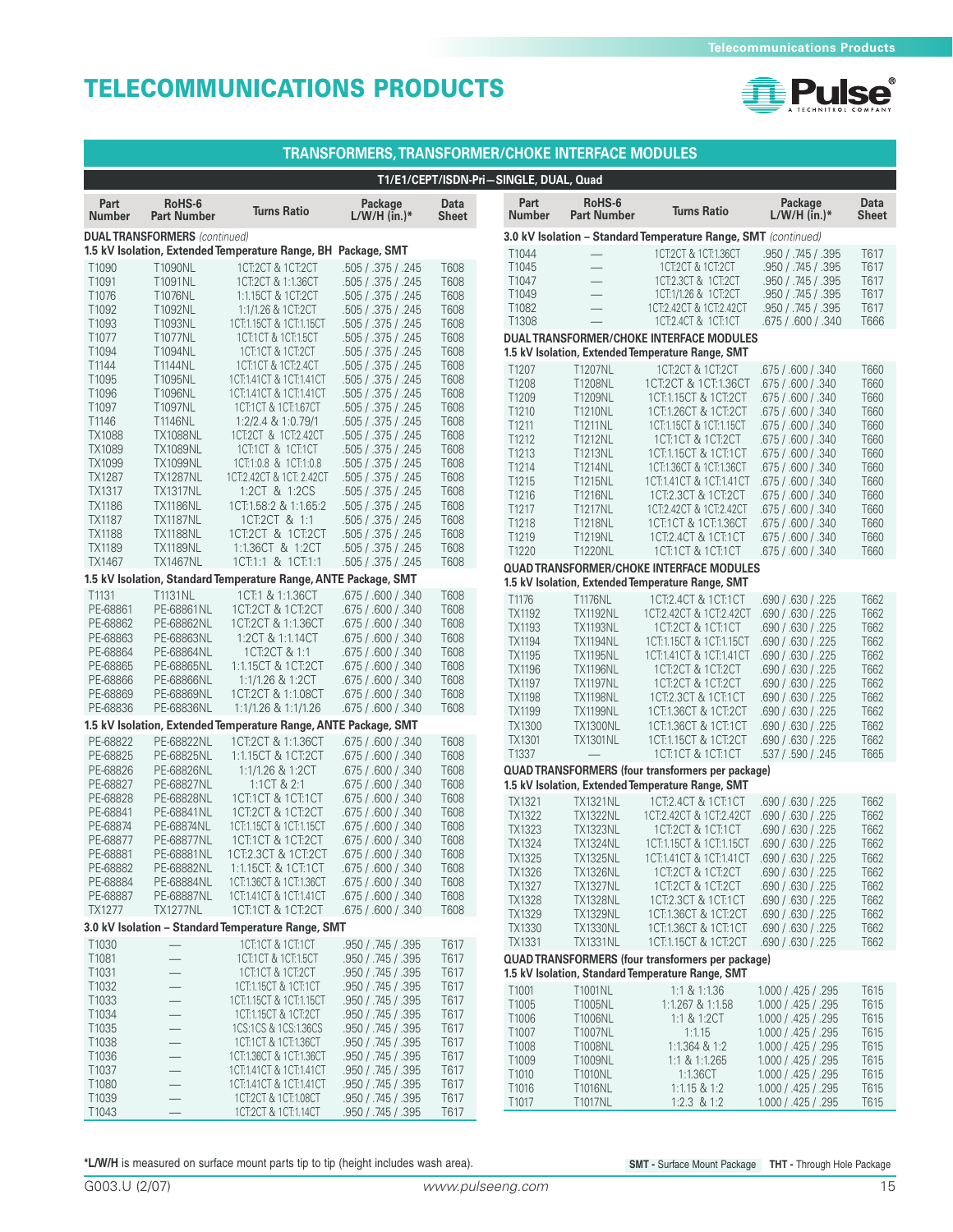# TELECOMMUNICATIONS PRODUCTS

## TRANSFORMERS, TRANSFORMER/CHOKE INTERFACE MODULES

### T1/E1/CEPT/ISDN-Pri—SINGLE, DUAL, Quad

| Part Number | RoHS-6 Part Number | Turns Ratio | Package L/W/H (in.)* | Data Sheet |
|---|---|---|---|---|
| **DUAL TRANSFORMERS** *(continued)* | | | | |
| **1.5 kV Isolation, Extended Temperature Range, BH Package, SMT** | | | | |
| T1090 | T1090NL | 1CT:2CT & 1CT:2CT | .505 / .375 / .245 | T608 |
| T1091 | T1091NL | 1CT:2CT & 1:1.36CT | .505 / .375 / .245 | T608 |
| T1076 | T1076NL | 1:1.15CT & 1CT:2CT | .505 / .375 / .245 | T608 |
| T1092 | T1092NL | 1:1/1.26 & 1CT:2CT | .505 / .375 / .245 | T608 |
| T1093 | T1093NL | 1CT:1.15CT & 1CT:1.15CT | .505 / .375 / .245 | T608 |
| T1077 | T1077NL | 1CT:1CT & 1CT:1.5CT | .505 / .375 / .245 | T608 |
| T1094 | T1094NL | 1CT:1CT & 1CT:2CT | .505 / .375 / .245 | T608 |
| T1144 | T1144NL | 1CT:1CT & 1CT:2.4CT | .505 / .375 / .245 | T608 |
| T1095 | T1095NL | 1CT:1.41CT & 1CT:1.41CT | .505 / .375 / .245 | T608 |
| T1096 | T1096NL | 1CT:1.41CT & 1CT:1.41CT | .505 / .375 / .245 | T608 |
| T1097 | T1097NL | 1CT:1CT & 1CT:1.67CT | .505 / .375 / .245 | T608 |
| T1146 | T1146NL | 1:2/2.4 & 1:0.79/1 | .505 / .375 / .245 | T608 |
| TX1088 | TX1088NL | 1CT:2CT & 1CT:2.42CT | .505 / .375 / .245 | T608 |
| TX1089 | TX1089NL | 1CT:1CT & 1CT:1CT | .505 / .375 / .245 | T608 |
| TX1099 | TX1099NL | 1CT:1:0.8 & 1CT:1:0.8 | .505 / .375 / .245 | T608 |
| TX1287 | TX1287NL | 1CT:2.42CT & 1CT: 2.42CT | .505 / .375 / .245 | T608 |
| TX1317 | TX1317NL | 1:2CT & 1:2CS | .505 / .375 / .245 | T608 |
| TX1186 | TX1186NL | 1CT:1.58:2 & 1:1.65:2 | .505 / .375 / .245 | T608 |
| TX1187 | TX1187NL | 1CT:2CT & 1:1 | .505 / .375 / .245 | T608 |
| TX1188 | TX1188NL | 1CT:2CT & 1CT:2CT | .505 / .375 / .245 | T608 |
| TX1189 | TX1189NL | 1:1.36CT & 1:2CT | .505 / .375 / .245 | T608 |
| TX1467 | TX1467NL | 1CT:1:1 & 1CT:1:1 | .505 / .375 / .245 | T608 |
| **1.5 kV Isolation, Standard Temperature Range, ANTE Package, SMT** | | | | |
| T1131 | T1131NL | 1CT:1 & 1:1.36CT | .675 / .600 / .340 | T608 |
| PE-68861 | PE-68861NL | 1CT:2CT & 1CT:2CT | .675 / .600 / .340 | T608 |
| PE-68862 | PE-68862NL | 1CT:2CT & 1:1.36CT | .675 / .600 / .340 | T608 |
| PE-68863 | PE-68863NL | 1:2CT & 1:1.14CT | .675 / .600 / .340 | T608 |
| PE-68864 | PE-68864NL | 1CT:2CT & 1:1 | .675 / .600 / .340 | T608 |
| PE-68865 | PE-68865NL | 1:1.15CT & 1CT:2CT | .675 / .600 / .340 | T608 |
| PE-68866 | PE-68866NL | 1:1/1.26 & 1:2CT | .675 / .600 / .340 | T608 |
| PE-68869 | PE-68869NL | 1CT:2CT & 1:1.08CT | .675 / .600 / .340 | T608 |
| PE-68836 | PE-68836NL | 1:1/1.26 & 1:1/1.26 | .675 / .600 / .340 | T608 |
| **1.5 kV Isolation, Extended Temperature Range, ANTE Package, SMT** | | | | |
| PE-68822 | PE-68822NL | 1CT:2CT & 1:1.36CT | .675 / .600 / .340 | T608 |
| PE-68825 | PE-68825NL | 1:1.15CT & 1CT:2CT | .675 / .600 / .340 | T608 |
| PE-68826 | PE-68826NL | 1:1/1.26 & 1:2CT | .675 / .600 / .340 | T608 |
| PE-68827 | PE-68827NL | 1:1CT & 2:1 | .675 / .600 / .340 | T608 |
| PE-68828 | PE-68828NL | 1CT:1CT & 1CT:1CT | .675 / .600 / .340 | T608 |
| PE-68841 | PE-68841NL | 1CT:2CT & 1CT:2CT | .675 / .600 / .340 | T608 |
| PE-68874 | PE-68874NL | 1CT:1.15CT & 1CT:1.15CT | .675 / .600 / .340 | T608 |
| PE-68877 | PE-68877NL | 1CT:1CT & 1CT:2CT | .675 / .600 / .340 | T608 |
| PE-68881 | PE-68881NL | 1CT:2.3CT & 1CT:2CT | .675 / .600 / .340 | T608 |
| PE-68882 | PE-68882NL | 1:1.15CT: & 1CT:1CT | .675 / .600 / .340 | T608 |
| PE-68884 | PE-68884NL | 1CT:1.36CT & 1CT:1.36CT | .675 / .600 / .340 | T608 |
| PE-68887 | PE-68887NL | 1CT:1.41CT & 1CT:1.41CT | .675 / .600 / .340 | T608 |
| TX1277 | TX1277NL | 1CT:1CT & 1CT:2CT | .675 / .600 / .340 | T608 |
| **3.0 kV Isolation – Standard Temperature Range, SMT** | | | | |
| T1030 | — | 1CT:1CT & 1CT:1CT | .950 / .745 / .395 | T617 |
| T1081 | — | 1CT:1CT & 1CT:1.5CT | .950 / .745 / .395 | T617 |
| T1031 | — | 1CT:1CT & 1CT:2CT | .950 / .745 / .395 | T617 |
| T1032 | — | 1CT:1.15CT & 1CT:1CT | .950 / .745 / .395 | T617 |
| T1033 | — | 1CT:1.15CT & 1CT:1.15CT | .950 / .745 / .395 | T617 |
| T1034 | — | 1CT:1.15CT & 1CT:2CT | .950 / .745 / .395 | T617 |
| T1035 | — | 1CS:1CS & 1CS:1.36CS | .950 / .745 / .395 | T617 |
| T1038 | — | 1CT:1CT & 1CT:1.36CT | .950 / .745 / .395 | T617 |
| T1036 | — | 1CT:1.36CT & 1CT:1.36CT | .950 / .745 / .395 | T617 |
| T1037 | — | 1CT:1.41CT & 1CT:1.41CT | .950 / .745 / .395 | T617 |
| T1080 | — | 1CT:1.41CT & 1CT:1.41CT | .950 / .745 / .395 | T617 |
| T1039 | — | 1CT:2CT & 1CT:1.08CT | .950 / .745 / .395 | T617 |
| T1043 | — | 1CT:2CT & 1CT:1.14CT | .950 / .745 / .395 | T617 |
| **3.0 kV Isolation – Standard Temperature Range, SMT** *(continued)* | | | | |
| T1044 | — | 1CT:2CT & 1CT:1.36CT | .950 / .745 / .395 | T617 |
| T1045 | — | 1CT:2CT & 1CT:2CT | .950 / .745 / .395 | T617 |
| T1047 | — | 1CT:2.3CT & 1CT:2CT | .950 / .745 / .395 | T617 |
| T1049 | — | 1CT:1/1.26 & 1CT:2CT | .950 / .745 / .395 | T617 |
| T1082 | — | 1CT:2.42CT & 1CT:2.42CT | .950 / .745 / .395 | T617 |
| T1308 | — | 1CT:2.4CT & 1CT:1CT | .675 / .600 / .340 | T666 |
| **DUAL TRANSFORMER/CHOKE INTERFACE MODULES** | | | | |
| **1.5 kV Isolation, Extended Temperature Range, SMT** | | | | |
| T1207 | T1207NL | 1CT:2CT & 1CT:2CT | .675 / .600 / .340 | T660 |
| T1208 | T1208NL | 1CT:2CT & 1CT:1.36CT | .675 / .600 / .340 | T660 |
| T1209 | T1209NL | 1CT:1.15CT & 1CT:2CT | .675 / .600 / .340 | T660 |
| T1210 | T1210NL | 1CT:1.26CT & 1CT:2CT | .675 / .600 / .340 | T660 |
| T1211 | T1211NL | 1CT:1.15CT & 1CT:1.15CT | .675 / .600 / .340 | T660 |
| T1212 | T1212NL | 1CT:1CT & 1CT:2CT | .675 / .600 / .340 | T660 |
| T1213 | T1213NL | 1CT:1.15CT & 1CT:1CT | .675 / .600 / .340 | T660 |
| T1214 | T1214NL | 1CT:1.36CT & 1CT:1.36CT | .675 / .600 / .340 | T660 |
| T1215 | T1215NL | 1CT:1.41CT & 1CT:1.41CT | .675 / .600 / .340 | T660 |
| T1216 | T1216NL | 1CT:2.3CT & 1CT:2CT | .675 / .600 / .340 | T660 |
| T1217 | T1217NL | 1CT:2.42CT & 1CT:2.42CT | .675 / .600 / .340 | T660 |
| T1218 | T1218NL | 1CT:1CT & 1CT:1.36CT | .675 / .600 / .340 | T660 |
| T1219 | T1219NL | 1CT:2.4CT & 1CT:1CT | .675 / .600 / .340 | T660 |
| T1220 | T1220NL | 1CT:1CT & 1CT:1CT | .675 / .600 / .340 | T660 |
| **QUAD TRANSFORMER/CHOKE INTERFACE MODULES** | | | | |
| **1.5 kV Isolation, Extended Temperature Range, SMT** | | | | |
| T1176 | T1176NL | 1CT:2.4CT & 1CT:1CT | .690 / .630 / .225 | T662 |
| TX1192 | TX1192NL | 1CT:2.42CT & 1CT:2.42CT | .690 / .630 / .225 | T662 |
| TX1193 | TX1193NL | 1CT:2CT & 1CT:1CT | .690 / .630 / .225 | T662 |
| TX1194 | TX1194NL | 1CT:1.15CT & 1CT:1.15CT | .690 / .630 / .225 | T662 |
| TX1195 | TX1195NL | 1CT:1.41CT & 1CT:1.41CT | .690 / .630 / .225 | T662 |
| TX1196 | TX1196NL | 1CT:2CT & 1CT:2CT | .690 / .630 / .225 | T662 |
| TX1197 | TX1197NL | 1CT:2CT & 1CT:2CT | .690 / .630 / .225 | T662 |
| TX1198 | TX1198NL | 1CT:2.3CT & 1CT:1CT | .690 / .630 / .225 | T662 |
| TX1199 | TX1199NL | 1CT:1.36CT & 1CT:2CT | .690 / .630 / .225 | T662 |
| TX1300 | TX1300NL | 1CT:1.36CT & 1CT:1CT | .690 / .630 / .225 | T662 |
| TX1301 | TX1301NL | 1CT:1.15CT & 1CT:2CT | .690 / .630 / .225 | T662 |
| T1337 | — | 1CT:1CT & 1CT:1CT | .537 / .590 / .245 | T665 |
| **QUAD TRANSFORMERS (four transformers per package)** | | | | |
| **1.5 kV Isolation, Extended Temperature Range, SMT** | | | | |
| TX1321 | TX1321NL | 1CT:2.4CT & 1CT:1CT | .690 / .630 / .225 | T662 |
| TX1322 | TX1322NL | 1CT:2.42CT & 1CT:2.42CT | .690 / .630 / .225 | T662 |
| TX1323 | TX1323NL | 1CT:2CT & 1CT:1CT | .690 / .630 / .225 | T662 |
| TX1324 | TX1324NL | 1CT:1.15CT & 1CT:1.15CT | .690 / .630 / .225 | T662 |
| TX1325 | TX1325NL | 1CT:1.41CT & 1CT:1.41CT | .690 / .630 / .225 | T662 |
| TX1326 | TX1326NL | 1CT:2CT & 1CT:2CT | .690 / .630 / .225 | T662 |
| TX1327 | TX1327NL | 1CT:2CT & 1CT:2CT | .690 / .630 / .225 | T662 |
| TX1328 | TX1328NL | 1CT:2.3CT & 1CT:1CT | .690 / .630 / .225 | T662 |
| TX1329 | TX1329NL | 1CT:1.36CT & 1CT:2CT | .690 / .630 / .225 | T662 |
| TX1330 | TX1330NL | 1CT:1.36CT & 1CT:1CT | .690 / .630 / .225 | T662 |
| TX1331 | TX1331NL | 1CT:1.15CT & 1CT:2CT | .690 / .630 / .225 | T662 |
| **QUAD TRANSFORMERS (four transformers per package)** | | | | |
| **1.5 kV Isolation, Standard Temperature Range, SMT** | | | | |
| T1001 | T1001NL | 1:1 & 1:1.36 | 1.000 / .425 / .295 | T615 |
| T1005 | T1005NL | 1:1.267 & 1:1.58 | 1.000 / .425 / .295 | T615 |
| T1006 | T1006NL | 1:1 & 1:2CT | 1.000 / .425 / .295 | T615 |
| T1007 | T1007NL | 1:1.15 | 1.000 / .425 / .295 | T615 |
| T1008 | T1008NL | 1:1.364 & 1:2 | 1.000 / .425 / .295 | T615 |
| T1009 | T1009NL | 1:1 & 1:1.265 | 1.000 / .425 / .295 | T615 |
| T1010 | T1010NL | 1:1.36CT | 1.000 / .425 / .295 | T615 |
| T1016 | T1016NL | 1:1.15 & 1:2 | 1.000 / .425 / .295 | T615 |
| T1017 | T1017NL | 1:2.3 & 1:2 | 1.000 / .425 / .295 | T615 |

***L/W/H** is measured on surface mount parts tip to tip (height includes wash area).

**SMT -** Surface Mount Package **THT -** Through Hole Package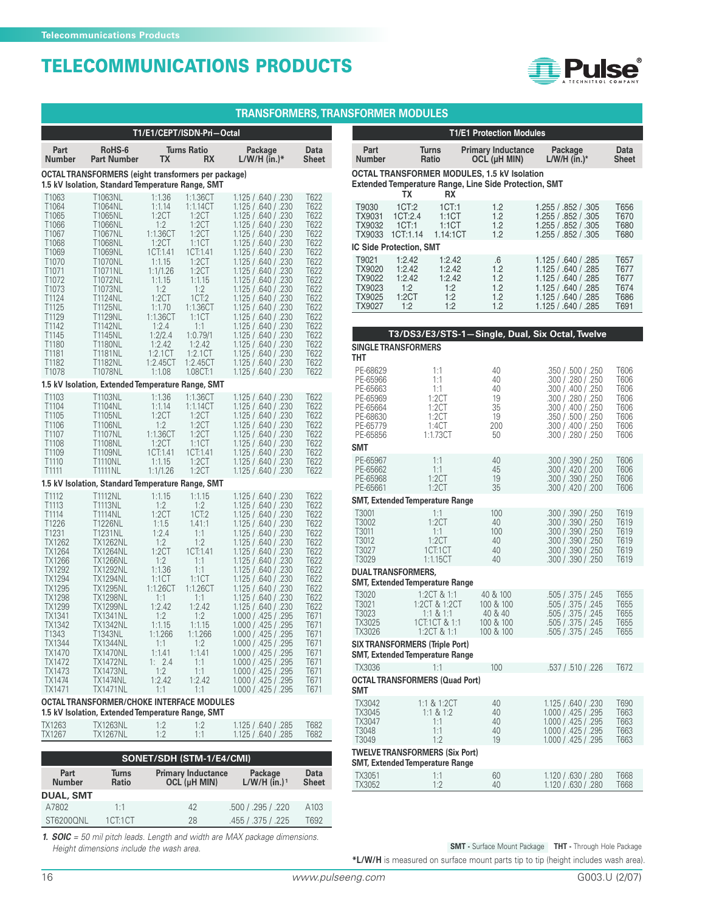# TELECOMMUNICATIONS PRODUCTS

## TRANSFORMERS, TRANSFORMER MODULES

### T1/E1/CEPT/ISDN-Pri—Octal

| Part Number | RoHS-6 Part Number | Turns Ratio TX | Turns Ratio RX | Package L/W/H (in.)* | Data Sheet |
|---|---|---|---|---|---|
| **OCTAL TRANSFORMERS (eight transformers per package)** | | | | | |
| **1.5 kV Isolation, Standard Temperature Range, SMT** | | | | | |
| T1063 | T1063NL | 1:1.36 | 1:1.36CT | 1.125 / .640 / .230 | T622 |
| T1064 | T1064NL | 1:1.14 | 1:1.14CT | 1.125 / .640 / .230 | T622 |
| T1065 | T1065NL | 1:2CT | 1:2CT | 1.125 / .640 / .230 | T622 |
| T1066 | T1066NL | 1:2 | 1:2CT | 1.125 / .640 / .230 | T622 |
| T1067 | T1067NL | 1:1.36CT | 1:2CT | 1.125 / .640 / .230 | T622 |
| T1068 | T1068NL | 1:2CT | 1:1CT | 1.125 / .640 / .230 | T622 |
| T1069 | T1069NL | 1CT:1.41 | 1CT:1.41 | 1.125 / .640 / .230 | T622 |
| T1070 | T1070NL | 1:1.15 | 1:2CT | 1.125 / .640 / .230 | T622 |
| T1071 | T1071NL | 1:1/1.26 | 1:2CT | 1.125 / .640 / .230 | T622 |
| T1072 | T1072NL | 1:1.15 | 1:1.15 | 1.125 / .640 / .230 | T622 |
| T1073 | T1073NL | 1:2 | 1:2 | 1.125 / .640 / .230 | T622 |
| T1124 | T1124NL | 1:2CT | 1CT:2 | 1.125 / .640 / .230 | T622 |
| T1125 | T1125NL | 1:1.70 | 1:1.36CT | 1.125 / .640 / .230 | T622 |
| T1129 | T1129NL | 1:1.36CT | 1:1CT | 1.125 / .640 / .230 | T622 |
| T1142 | T1142NL | 1:2.4 | 1:1 | 1.125 / .640 / .230 | T622 |
| T1145 | T1145NL | 1:2/2.4 | 1:0.79/1 | 1.125 / .640 / .230 | T622 |
| T1180 | T1180NL | 1:2.42 | 1:2.42 | 1.125 / .640 / .230 | T622 |
| T1181 | T1181NL | 1:2.1CT | 1:2.1CT | 1.125 / .640 / .230 | T622 |
| T1182 | T1182NL | 1:2.45CT | 1:2.45CT | 1.125 / .640 / .230 | T622 |
| T1078 | T1078NL | 1:1.08 | 1.08CT:1 | 1.125 / .640 / .230 | T622 |
| **1.5 kV Isolation, Extended Temperature Range, SMT** | | | | | |
| T1103 | T1103NL | 1:1.36 | 1:1.36CT | 1.125 / .640 / .230 | T622 |
| T1104 | T1104NL | 1:1.14 | 1:1.14CT | 1.125 / .640 / .230 | T622 |
| T1105 | T1105NL | 1:2CT | 1:2CT | 1.125 / .640 / .230 | T622 |
| T1106 | T1106NL | 1:2 | 1:2CT | 1.125 / .640 / .230 | T622 |
| T1107 | T1107NL | 1:1.36CT | 1:2CT | 1.125 / .640 / .230 | T622 |
| T1108 | T1108NL | 1:2CT | 1:1CT | 1.125 / .640 / .230 | T622 |
| T1109 | T1109NL | 1CT:1.41 | 1CT:1.41 | 1.125 / .640 / .230 | T622 |
| T1110 | T1110NL | 1:1.15 | 1:2CT | 1.125 / .640 / .230 | T622 |
| T1111 | T1111NL | 1:1/1.26 | 1:2CT | 1.125 / .640 / .230 | T622 |
| **1.5 kV Isolation, Standard Temperature Range, SMT** | | | | | |
| T1112 | T1112NL | 1:1.15 | 1:1.15 | 1.125 / .640 / .230 | T622 |
| T1113 | T1113NL | 1:2 | 1:2 | 1.125 / .640 / .230 | T622 |
| T1114 | T1114NL | 1:2CT | 1CT:2 | 1.125 / .640 / .230 | T622 |
| T1226 | T1226NL | 1:1.5 | 1.41:1 | 1.125 / .640 / .230 | T622 |
| T1231 | T1231NL | 1:2.4 | 1:1 | 1.125 / .640 / .230 | T622 |
| TX1262 | TX1262NL | 1:2 | 1:2 | 1.125 / .640 / .230 | T622 |
| TX1264 | TX1264NL | 1:2CT | 1CT:1.41 | 1.125 / .640 / .230 | T622 |
| TX1266 | TX1266NL | 1:2 | 1:1 | 1.125 / .640 / .230 | T622 |
| TX1292 | TX1292NL | 1:1.36 | 1:1 | 1.125 / .640 / .230 | T622 |
| TX1294 | TX1294NL | 1:1CT | 1:1CT | 1.125 / .640 / .230 | T622 |
| TX1295 | TX1295NL | 1:1.26CT | 1:1.26CT | 1.125 / .640 / .230 | T622 |
| TX1298 | TX1298NL | 1:1 | 1:1 | 1.125 / .640 / .230 | T622 |
| TX1299 | TX1299NL | 1:2.42 | 1:2.42 | 1.125 / .640 / .230 | T622 |
| TX1341 | TX1341NL | 1:2 | 1:2 | 1.000 / .425 / .295 | T671 |
| TX1342 | TX1342NL | 1:1.15 | 1:1.15 | 1.000 / .425 / .295 | T671 |
| T1343 | TX1343NL | 1:1.266 | 1:1.266 | 1.000 / .425 / .295 | T671 |
| TX1344 | TX1344NL | 1:1 | 1:2 | 1.000 / .425 / .295 | T671 |
| TX1470 | TX1470NL | 1:1.41 | 1:1.41 | 1.000 / .425 / .295 | T671 |
| TX1472 | TX1472NL | 1: 2.4 | 1:1 | 1.000 / .425 / .295 | T671 |
| TX1473 | TX1473NL | 1:2 | 1:1 | 1.000 / .425 / .295 | T671 |
| TX1474 | TX1474NL | 1:2.42 | 1:2.42 | 1.000 / .425 / .295 | T671 |
| TX1471 | TX1471NL | 1:1 | 1:1 | 1.000 / .425 / .295 | T671 |
| **OCTAL TRANSFORMER/CHOKE INTERFACE MODULES** | | | | | |
| **1.5 kV Isolation, Extended Temperature Range, SMT** | | | | | |
| TX1263 | TX1263NL | 1:2 | 1:2 | 1.125 / .640 / .285 | T682 |
| TX1267 | TX1267NL | 1:2 | 1:1 | 1.125 / .640 / .285 | T682 |

### SONET/SDH (STM-1/E4/CMI)

| Part Number | Turns Ratio | Primary Inductance OCL (µH MIN) | Package L/W/H (in.)[1] | Data Sheet |
|---|---|---|---|---|
| **DUAL, SMT** | | | | |
| A7802 | 1:1 | 42 | .500 / .295 / .220 | A103 |
| ST6200QNL | 1CT:1CT | 28 | .455 / .375 / .225 | T692 |

*1. **SOIC** = 50 mil pitch leads. Length and width are MAX package dimensions. Height dimensions include the wash area.*

### T1/E1 Protection Modules

| Part Number | Turns Ratio TX | Turns Ratio RX | Primary Inductance OCL (µH MIN) | Package L/W/H (in.)* | Data Sheet |
|---|---|---|---|---|---|
| **OCTAL TRANSFORMER MODULES, 1.5 kV Isolation** | | | | | |
| **Extended Temperature Range, Line Side Protection, SMT** | | | | | |
| T9030 | 1CT:2 | 1CT:1 | 1.2 | 1.255 / .852 / .305 | T656 |
| TX9031 | 1CT:2.4 | 1:1CT | 1.2 | 1.255 / .852 / .305 | T670 |
| TX9032 | 1CT:1 | 1:1CT | 1.2 | 1.255 / .852 / .305 | T680 |
| TX9033 | 1CT:1.14 | 1.14:1CT | 1.2 | 1.255 / .852 / .305 | T680 |
| **IC Side Protection, SMT** | | | | | |
| T9021 | 1:2.42 | 1:2.42 | .6 | 1.125 / .640 / .285 | T657 |
| TX9020 | 1:2.42 | 1:2.42 | 1.2 | 1.125 / .640 / .285 | T677 |
| TX9022 | 1:2.42 | 1:2.42 | 1.2 | 1.125 / .640 / .285 | T677 |
| TX9023 | 1:2 | 1:2 | 1.2 | 1.125 / .640 / .285 | T674 |
| TX9025 | 1:2CT | 1:2 | 1.2 | 1.125 / .640 / .285 | T686 |
| TX9027 | 1:2 | 1:2 | 1.2 | 1.125 / .640 / .285 | T691 |

### T3/DS3/E3/STS-1—Single, Dual, Six Octal, Twelve

| Part Number | Turns Ratio | Primary Inductance OCL (µH MIN) | Package L/W/H (in.)* | Data Sheet |
|---|---|---|---|---|
| **SINGLE TRANSFORMERS** | | | | |
| **THT** | | | | |
| PE-68629 | 1:1 | 40 | .350 / .500 / .250 | T606 |
| PE-65966 | 1:1 | 40 | .300 / .280 / .250 | T606 |
| PE-65663 | 1:1 | 40 | .300 / .400 / .250 | T606 |
| PE-65969 | 1:2CT | 19 | .300 / .280 / .250 | T606 |
| PE-65664 | 1:2CT | 35 | .300 / .400 / .250 | T606 |
| PE-68630 | 1:2CT | 19 | .350 / .500 / .250 | T606 |
| PE-65779 | 1:4CT | 200 | .300 / .400 / .250 | T606 |
| PE-65856 | 1:1.73CT | 50 | .300 / .280 / .250 | T606 |
| **SMT** | | | | |
| PE-65967 | 1:1 | 40 | .300 / .390 / .250 | T606 |
| PE-65662 | 1:1 | 45 | .300 / .420 / .200 | T606 |
| PE-65968 | 1:2CT | 19 | .300 / .390 / .250 | T606 |
| PE-65661 | 1:2CT | 35 | .300 / .420 / .200 | T606 |
| **SMT, Extended Temperature Range** | | | | |
| T3001 | 1:1 | 100 | .300 / .390 / .250 | T619 |
| T3002 | 1:2CT | 40 | .300 / .390 / .250 | T619 |
| T3011 | 1:1 | 100 | .300 / .390 / .250 | T619 |
| T3012 | 1:2CT | 40 | .300 / .390 / .250 | T619 |
| T3027 | 1CT:1CT | 40 | .300 / .390 / .250 | T619 |
| T3029 | 1:1.15CT | 40 | .300 / .390 / .250 | T619 |
| **DUAL TRANSFORMERS,** | | | | |
| **SMT, Extended Temperature Range** | | | | |
| T3020 | 1:2CT & 1:1 | 40 & 100 | .505 / .375 / .245 | T655 |
| T3021 | 1:2CT & 1:2CT | 100 & 100 | .505 / .375 / .245 | T655 |
| T3023 | 1:1 & 1:1 | 40 & 40 | .505 / .375 / .245 | T655 |
| TX3025 | 1CT:1CT & 1:1 | 100 & 100 | .505 / .375 / .245 | T655 |
| TX3026 | 1:2CT & 1:1 | 100 & 100 | .505 / .375 / .245 | T655 |
| **SIX TRANSFORMERS (Triple Port)** | | | | |
| **SMT, Extended Temperature Range** | | | | |
| TX3036 | 1:1 | 100 | .537 / .510 / .226 | T672 |
| **OCTAL TRANSFORMERS (Quad Port)** | | | | |
| **SMT** | | | | |
| TX3042 | 1:1 & 1:2CT | 40 | 1.125 / .640 / .230 | T690 |
| TX3045 | 1:1 & 1:2 | 40 | 1.000 / .425 / .295 | T663 |
| TX3047 | 1:1 | 40 | 1.000 / .425 / .295 | T663 |
| T3048 | 1:1 | 40 | 1.000 / .425 / .295 | T663 |
| T3049 | 1:2 | 19 | 1.000 / .425 / .295 | T663 |
| **TWELVE TRANSFORMERS (Six Port)** | | | | |
| **SMT, Extended Temperature Range** | | | | |
| TX3051 | 1:1 | 60 | 1.120 / .630 / .280 | T668 |
| TX3052 | 1:2 | 40 | 1.120 / .630 / .280 | T668 |

**SMT** - Surface Mount Package **THT** - Through Hole Package

***L/W/H** is measured on surface mount parts tip to tip (height includes wash area).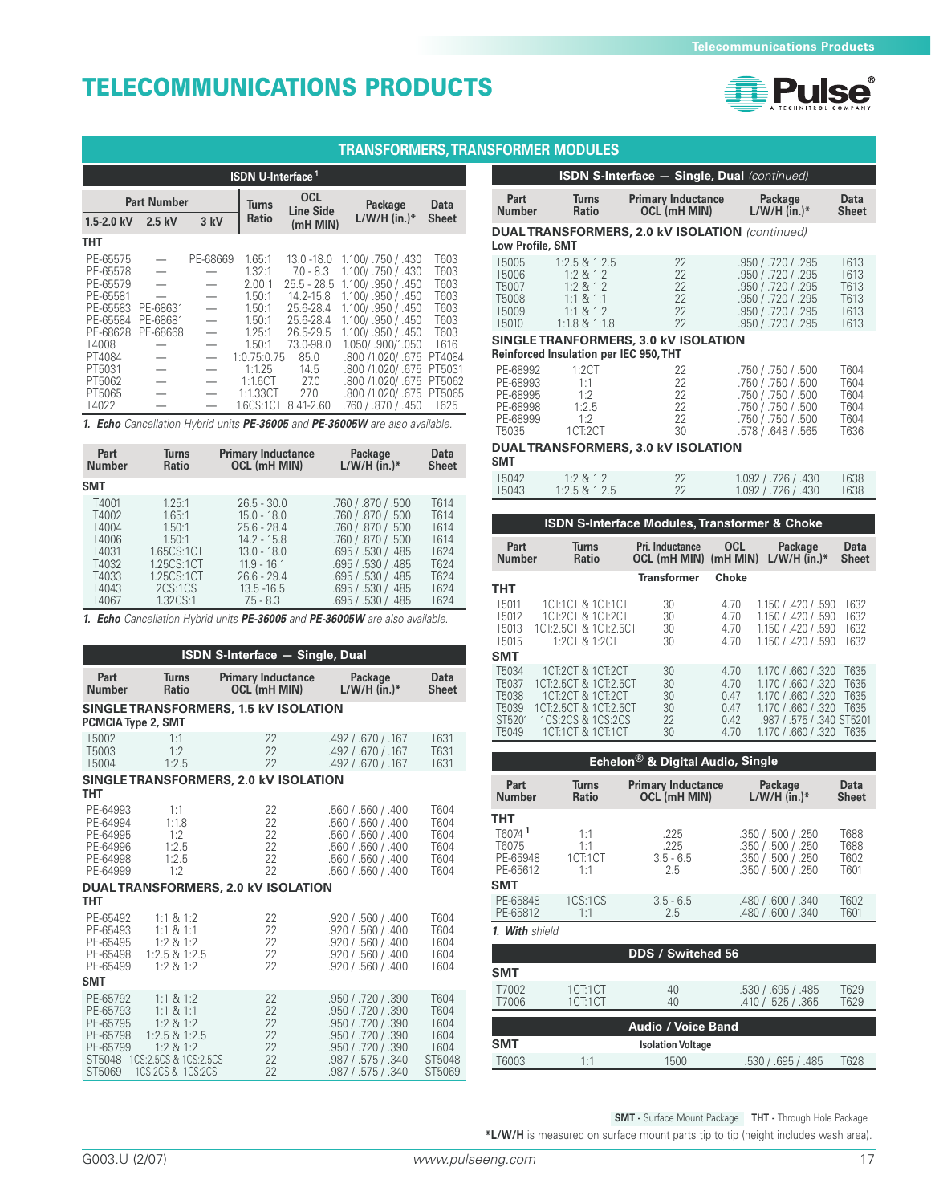# TELECOMMUNICATIONS PRODUCTS

## TRANSFORMERS, TRANSFORMER MODULES

### ISDN U-Interface [1]

| Part Number | | | Turns Ratio | OCL Line Side (mH MIN) | Package L/W/H (in.)* | Data Sheet |
|---|---|---|---|---|---|---|
| 1.5-2.0 kV | 2.5 kV | 3 kV | | | | |
| **THT** | | | | | | |
| PE-65575 | — | PE-68669 | 1.65:1 | 13.0 -18.0 | 1.100/ .750 / .430 | T603 |
| PE-65578 | — | — | 1.32:1 | 7.0 - 8.3 | 1.100/ .750 / .430 | T603 |
| PE-65579 | — | — | 2.00:1 | 25.5 - 28.5 | 1.100/ .950 / .450 | T603 |
| PE-65581 | — | — | 1.50:1 | 14.2-15.8 | 1.100/ .950 / .450 | T603 |
| PE-65583 | PE-68631 | — | 1.50:1 | 25.6-28.4 | 1.100/ .950 / .450 | T603 |
| PE-65584 | PE-68681 | — | 1.50:1 | 25.6-28.4 | 1.100/ .950 / .450 | T603 |
| PE-68628 | PE-68668 | — | 1.25:1 | 26.5-29.5 | 1.100/ .950 / .450 | T603 |
| T4008 | — | — | 1.50:1 | 73.0-98.0 | 1.050/ .900/1.050 | T616 |
| PT4084 | — | — | 1:0.75:0.75 | 85.0 | .800 /1.020/ .675 | PT4084 |
| PT5031 | — | — | 1:1.25 | 14.5 | .800 /1.020/ .675 | PT5031 |
| PT5062 | — | — | 1:1.6CT | 27.0 | .800 /1.020/ .675 | PT5062 |
| PT5065 | — | — | 1:1.33CT | 27.0 | .800 /1.020/ .675 | PT5065 |
| T4022 | — | — | 1.6CS:1CT | 8.41-2.60 | .760 / .870 / .450 | T625 |

1. *Echo Cancellation Hybrid units* ***PE-36005*** *and* ***PE-36005W*** *are also available.*

| Part Number | Turns Ratio | Primary Inductance OCL (mH MIN) | Package L/W/H (in.)* | Data Sheet |
|---|---|---|---|---|
| **SMT** | | | | |
| T4001 | 1.25:1 | 26.5 - 30.0 | .760 / .870 / .500 | T614 |
| T4002 | 1.65:1 | 15.0 - 18.0 | .760 / .870 / .500 | T614 |
| T4004 | 1.50:1 | 25.6 - 28.4 | .760 / .870 / .500 | T614 |
| T4006 | 1.50:1 | 14.2 - 15.8 | .760 / .870 / .500 | T614 |
| T4031 | 1.65CS:1CT | 13.0 - 18.0 | .695 / .530 / .485 | T624 |
| T4032 | 1.25CS:1CT | 11.9 - 16.1 | .695 / .530 / .485 | T624 |
| T4033 | 1.25CS:1CT | 26.6 - 29.4 | .695 / .530 / .485 | T624 |
| T4043 | 2CS:1CS | 13.5 -16.5 | .695 / .530 / .485 | T624 |
| T4067 | 1.32CS:1 | 7.5 - 8.3 | .695 / .530 / .485 | T624 |

1. *Echo Cancellation Hybrid units* ***PE-36005*** *and* ***PE-36005W*** *are also available.*

### ISDN S-Interface — Single, Dual

| Part Number | Turns Ratio | Primary Inductance OCL (mH MIN) | Package L/W/H (in.)* | Data Sheet |
|---|---|---|---|---|
| **SINGLE TRANSFORMERS, 1.5 kV ISOLATION** | | | | |
| **PCMCIA Type 2, SMT** | | | | |
| T5002 | 1:1 | 22 | .492 / .670 / .167 | T631 |
| T5003 | 1:2 | 22 | .492 / .670 / .167 | T631 |
| T5004 | 1:2.5 | 22 | .492 / .670 / .167 | T631 |
| **SINGLE TRANSFORMERS, 2.0 kV ISOLATION** | | | | |
| **THT** | | | | |
| PE-64993 | 1:1 | 22 | .560 / .560 / .400 | T604 |
| PE-64994 | 1:1.8 | 22 | .560 / .560 / .400 | T604 |
| PE-64995 | 1:2 | 22 | .560 / .560 / .400 | T604 |
| PE-64996 | 1:2.5 | 22 | .560 / .560 / .400 | T604 |
| PE-64998 | 1:2.5 | 22 | .560 / .560 / .400 | T604 |
| PE-64999 | 1:2 | 22 | .560 / .560 / .400 | T604 |
| **DUAL TRANSFORMERS, 2.0 kV ISOLATION** | | | | |
| **THT** | | | | |
| PE-65492 | 1:1 & 1:2 | 22 | .920 / .560 / .400 | T604 |
| PE-65493 | 1:1 & 1:1 | 22 | .920 / .560 / .400 | T604 |
| PE-65495 | 1:2 & 1:2 | 22 | .920 / .560 / .400 | T604 |
| PE-65498 | 1:2.5 & 1:2.5 | 22 | .920 / .560 / .400 | T604 |
| PE-65499 | 1:2 & 1:2 | 22 | .920 / .560 / .400 | T604 |
| **SMT** | | | | |
| PE-65792 | 1:1 & 1:2 | 22 | .950 / .720 / .390 | T604 |
| PE-65793 | 1:1 & 1:1 | 22 | .950 / .720 / .390 | T604 |
| PE-65795 | 1:2 & 1:2 | 22 | .950 / .720 / .390 | T604 |
| PE-65798 | 1:2.5 & 1:2.5 | 22 | .950 / .720 / .390 | T604 |
| PE-65799 | 1:2 & 1:2 | 22 | .950 / .720 / .390 | T604 |
| ST5048 | 1CS:2.5CS & 1CS:2.5CS | 22 | .987 / .575 / .340 | ST5048 |
| ST5069 | 1CS:2CS & 1CS:2CS | 22 | .987 / .575 / .340 | ST5069 |

### ISDN S-Interface — Single, Dual *(continued)*

| Part Number | Turns Ratio | Primary Inductance OCL (mH MIN) | Package L/W/H (in.)* | Data Sheet |
|---|---|---|---|---|
| **DUAL TRANSFORMERS, 2.0 kV ISOLATION** *(continued)* | | | | |
| **Low Profile, SMT** | | | | |
| T5005 | 1:2.5 & 1:2.5 | 22 | .950 / .720 / .295 | T613 |
| T5006 | 1:2 & 1:2 | 22 | .950 / .720 / .295 | T613 |
| T5007 | 1:2 & 1:2 | 22 | .950 / .720 / .295 | T613 |
| T5008 | 1:1 & 1:1 | 22 | .950 / .720 / .295 | T613 |
| T5009 | 1:1 & 1:2 | 22 | .950 / .720 / .295 | T613 |
| T5010 | 1:1.8 & 1:1.8 | 22 | .950 / .720 / .295 | T613 |
| **SINGLE TRANFORMERS, 3.0 kV ISOLATION** | | | | |
| **Reinforced Insulation per IEC 950, THT** | | | | |
| PE-68992 | 1:2CT | 22 | .750 / .750 / .500 | T604 |
| PE-68993 | 1:1 | 22 | .750 / .750 / .500 | T604 |
| PE-68995 | 1:2 | 22 | .750 / .750 / .500 | T604 |
| PE-68998 | 1:2.5 | 22 | .750 / .750 / .500 | T604 |
| PE-68999 | 1:2 | 22 | .750 / .750 / .500 | T604 |
| T5035 | 1CT:2CT | 30 | .578 / .648 / .565 | T636 |
| **DUAL TRANSFORMERS, 3.0 kV ISOLATION** | | | | |
| **SMT** | | | | |
| T5042 | 1:2 & 1:2 | 22 | 1.092 / .726 / .430 | T638 |
| T5043 | 1:2.5 & 1:2.5 | 22 | 1.092 / .726 / .430 | T638 |

### ISDN S-Interface Modules, Transformer & Choke

| Part Number | Turns Ratio | Pri. Inductance OCL (mH MIN) | OCL (mH MIN) | Package L/W/H (in.)* | Data Sheet |
|---|---|---|---|---|---|
| | | Transformer | Choke | | |
| **THT** | | | | | |
| T5011 | 1CT:1CT & 1CT:1CT | 30 | 4.70 | 1.150 / .420 / .590 | T632 |
| T5012 | 1CT:2CT & 1CT:2CT | 30 | 4.70 | 1.150 / .420 / .590 | T632 |
| T5013 | 1CT:2.5CT & 1CT:2.5CT | 30 | 4.70 | 1.150 / .420 / .590 | T632 |
| T5015 | 1:2CT & 1:2CT | 30 | 4.70 | 1.150 / .420 / .590 | T632 |
| **SMT** | | | | | |
| T5034 | 1CT:2CT & 1CT:2CT | 30 | 4.70 | 1.170 / .660 / .320 | T635 |
| T5037 | 1CT:2.5CT & 1CT:2.5CT | 30 | 4.70 | 1.170 / .660 / .320 | T635 |
| T5038 | 1CT:2CT & 1CT:2CT | 30 | 0.47 | 1.170 / .660 / .320 | T635 |
| T5039 | 1CT:2.5CT & 1CT:2.5CT | 30 | 0.47 | 1.170 / .660 / .320 | T635 |
| ST5201 | 1CS:2CS & 1CS:2CS | 22 | 0.42 | .987 / .575 / .340 | ST5201 |
| T5049 | 1CT:1CT & 1CT:1CT | 30 | 4.70 | 1.170 / .660 / .320 | T635 |

### Echelon® & Digital Audio, Single

| Part Number | Turns Ratio | Primary Inductance OCL (mH MIN) | Package L/W/H (in.)* | Data Sheet |
|---|---|---|---|---|
| **THT** | | | | |
| T6074 [1] | 1:1 | .225 | .350 / .500 / .250 | T688 |
| T6075 | 1:1 | .225 | .350 / .500 / .250 | T688 |
| PE-65948 | 1CT:1CT | 3.5 - 6.5 | .350 / .500 / .250 | T602 |
| PE-65612 | 1:1 | 2.5 | .350 / .500 / .250 | T601 |
| **SMT** | | | | |
| PE-65848 | 1CS:1CS | 3.5 - 6.5 | .480 / .600 / .340 | T602 |
| PE-65812 | 1:1 | 2.5 | .480 / .600 / .340 | T601 |

1. *With shield*

### DDS / Switched 56

| Part Number | Turns Ratio | Primary Inductance OCL (mH MIN) | Package L/W/H (in.)* | Data Sheet |
|---|---|---|---|---|
| **SMT** | | | | |
| T7002 | 1CT:1CT | 40 | .530 / .695 / .485 | T629 |
| T7006 | 1CT:1CT | 40 | .410 / .525 / .365 | T629 |

### Audio / Voice Band

| Part Number | Turns Ratio | Isolation Voltage | Package L/W/H (in.)* | Data Sheet |
|---|---|---|---|---|
| **SMT** | | | | |
| T6003 | 1:1 | 1500 | .530 / .695 / .485 | T628 |

**SMT** - Surface Mount Package **THT** - Through Hole Package

***L/W/H** is measured on surface mount parts tip to tip (height includes wash area).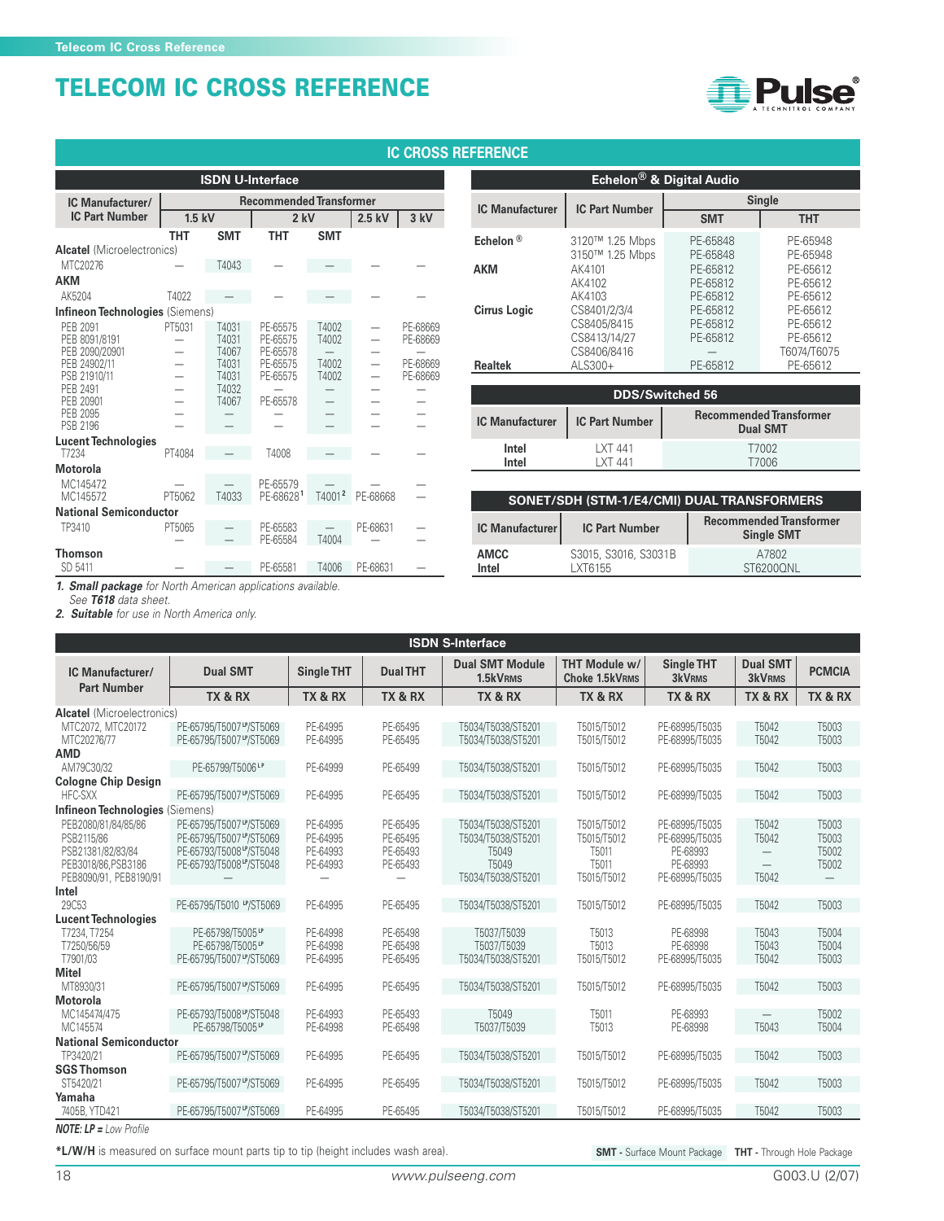# TELECOM IC CROSS REFERENCE

## IC CROSS REFERENCE

### ISDN U-Interface

| IC Manufacturer/ IC Part Number | Recommended Transformer | | | | | |
|---|---|---|---|---|---|---|
| | 1.5 kV | | 2 kV | | 2.5 kV | 3 kV |
| | THT | SMT | THT | SMT | | |
| **Alcatel** (Microelectronics) | | | | | | |
| MTC20276 | — | T4043 | — | — | — | — |
| **AKM** | | | | | | |
| AK5204 | T4022 | — | — | — | — | — |
| **Infineon Technologies** (Siemens) | | | | | | |
| PEB 2091 | PT5031 | T4031 | PE-65575 | T4002 | — | PE-68669 |
| PEB 8091/8191 | — | T4031 | PE-65575 | T4002 | — | PE-68669 |
| PEB 2090/20901 | — | T4067 | PE-65578 | — | — | — |
| PEB 24902/11 | — | T4031 | PE-65575 | T4002 | — | PE-68669 |
| PSB 21910/11 | — | T4031 | PE-65575 | T4002 | — | PE-68669 |
| PEB 2491 | — | T4032 | — | — | — | — |
| PEB 20901 | — | T4067 | PE-65578 | — | — | — |
| PEB 2095 | — | — | — | — | — | — |
| PSB 2196 | — | — | — | — | — | — |
| **Lucent Technologies** | | | | | | |
| T7234 | PT4084 | — | T4008 | — | — | — |
| **Motorola** | | | | | | |
| MC145472 | — | — | PE-65579 | — | — | — |
| MC145572 | PT5062 | T4033 | PE-68628[1] | T4001[2] | PE-68668 | — |
| **National Semiconductor** | | | | | | |
| TP3410 | PT5065 | — | PE-65583 | — | PE-68631 | — |
| | — | — | PE-65584 | T4004 | — | — |
| **Thomson** | | | | | | |
| SD 5411 | — | — | PE-65581 | T4006 | PE-68631 | — |

1. ***Small package*** *for North American applications available. See **T618** data sheet.*
2. ***Suitable*** *for use in North America only.*

### Echelon® & Digital Audio

| IC Manufacturer | IC Part Number | Single | |
|---|---|---|---|
| | | SMT | THT |
| **Echelon®** | 3120™ 1.25 Mbps | PE-65848 | PE-65948 |
| | 3150™ 1.25 Mbps | PE-65848 | PE-65948 |
| **AKM** | AK4101 | PE-65812 | PE-65612 |
| | AK4102 | PE-65812 | PE-65612 |
| | AK4103 | PE-65812 | PE-65612 |
| **Cirrus Logic** | CS8401/2/3/4 | PE-65812 | PE-65612 |
| | CS8405/8415 | PE-65812 | PE-65612 |
| | CS8413/14/27 | PE-65812 | PE-65612 |
| | CS8406/8416 | — | T6074/T6075 |
| **Realtek** | ALS300+ | PE-65812 | PE-65612 |

### DDS/Switched 56

| IC Manufacturer | IC Part Number | Recommended Transformer Dual SMT |
|---|---|---|
| Intel | LXT 441 | T7002 |
| Intel | LXT 441 | T7006 |

### SONET/SDH (STM-1/E4/CMI) DUAL TRANSFORMERS

| IC Manufacturer | IC Part Number | Recommended Transformer Single SMT |
|---|---|---|
| **AMCC** | S3015, S3016, S3031B | A7802 |
| **Intel** | LXT6155 | ST6200QNL |

### ISDN S-Interface

| IC Manufacturer/ Part Number | Dual SMT | Single THT | Dual THT | Dual SMT Module 1.5kVRMS | THT Module w/ Choke 1.5kVRMS | Single THT 3kVRMS | Dual SMT 3kVRMS | PCMCIA |
|---|---|---|---|---|---|---|---|---|
| | TX & RX | TX & RX | TX & RX | TX & RX | TX & RX | TX & RX | TX & RX | TX & RX |
| **Alcatel** (Microelectronics) | | | | | | | | |
| MTC2072, MTC20172 | PE-65795/T5007LP/ST5069 | PE-64995 | PE-65495 | T5034/T5038/ST5201 | T5015/T5012 | PE-68995/T5035 | T5042 | T5003 |
| MTC20276/77 | PE-65795/T5007LP/ST5069 | PE-64995 | PE-65495 | T5034/T5038/ST5201 | T5015/T5012 | PE-68995/T5035 | T5042 | T5003 |
| **AMD** | | | | | | | | |
| AM79C30/32 | PE-65799/T5006LP | PE-64999 | PE-65499 | T5034/T5038/ST5201 | T5015/T5012 | PE-68995/T5035 | T5042 | T5003 |
| **Cologne Chip Design** | | | | | | | | |
| HFC-SXX | PE-65795/T5007LP/ST5069 | PE-64995 | PE-65495 | T5034/T5038/ST5201 | T5015/T5012 | PE-68999/T5035 | T5042 | T5003 |
| **Infineon Technologies** (Siemens) | | | | | | | | |
| PEB2080/81/84/85/86 | PE-65795/T5007LP/ST5069 | PE-64995 | PE-65495 | T5034/T5038/ST5201 | T5015/T5012 | PE-68995/T5035 | T5042 | T5003 |
| PSB2115/86 | PE-65795/T5007LP/ST5069 | PE-64995 | PE-65495 | T5034/T5038/ST5201 | T5015/T5012 | PE-68995/T5035 | T5042 | T5003 |
| PSB21381/82/83/84 | PE-65793/T5008LP/ST5048 | PE-64993 | PE-65493 | T5049 | T5011 | PE-68993 | — | T5002 |
| PEB3018/86,PSB3186 | PE-65793/T5008LP/ST5048 | PE-64993 | PE-65493 | T5049 | T5011 | PE-68993 | — | T5002 |
| PEB8090/91, PEB8190/91 | — | — | — | T5034/T5038/ST5201 | T5015/T5012 | PE-68995/T5035 | T5042 | — |
| **Intel** | | | | | | | | |
| 29C53 | PE-65795/T5010LP/ST5069 | PE-64995 | PE-65495 | T5034/T5038/ST5201 | T5015/T5012 | PE-68995/T5035 | T5042 | T5003 |
| **Lucent Technologies** | | | | | | | | |
| T7234, T7254 | PE-65798/T5005LP | PE-64998 | PE-65498 | T5037/T5039 | T5013 | PE-68998 | T5043 | T5004 |
| T7250/56/59 | PE-65798/T5005LP | PE-64998 | PE-65498 | T5037/T5039 | T5013 | PE-68998 | T5043 | T5004 |
| T7901/03 | PE-65795/T5007LP/ST5069 | PE-64995 | PE-65495 | T5034/T5038/ST5201 | T5015/T5012 | PE-68995/T5035 | T5042 | T5003 |
| **Mitel** | | | | | | | | |
| MT8930/31 | PE-65795/T5007LP/ST5069 | PE-64995 | PE-65495 | T5034/T5038/ST5201 | T5015/T5012 | PE-68995/T5035 | T5042 | T5003 |
| **Motorola** | | | | | | | | |
| MC145474/475 | PE-65793/T5008LP/ST5048 | PE-64993 | PE-65493 | T5049 | T5011 | PE-68993 | — | T5002 |
| MC145574 | PE-65798/T5005LP | PE-64998 | PE-65498 | T5037/T5039 | T5013 | PE-68998 | T5043 | T5004 |
| **National Semiconductor** | | | | | | | | |
| TP3420/21 | PE-65795/T5007LP/ST5069 | PE-64995 | PE-65495 | T5034/T5038/ST5201 | T5015/T5012 | PE-68995/T5035 | T5042 | T5003 |
| **SGS Thomson** | | | | | | | | |
| ST5420/21 | PE-65795/T5007LP/ST5069 | PE-64995 | PE-65495 | T5034/T5038/ST5201 | T5015/T5012 | PE-68995/T5035 | T5042 | T5003 |
| **Yamaha** | | | | | | | | |
| 7405B, YTD421 | PE-65795/T5007LP/ST5069 | PE-64995 | PE-65495 | T5034/T5038/ST5201 | T5015/T5012 | PE-68995/T5035 | T5042 | T5003 |

***NOTE: LP** = Low Profile*

**\*L/W/H** is measured on surface mount parts tip to tip (height includes wash area).

**SMT** - Surface Mount Package **THT** - Through Hole Package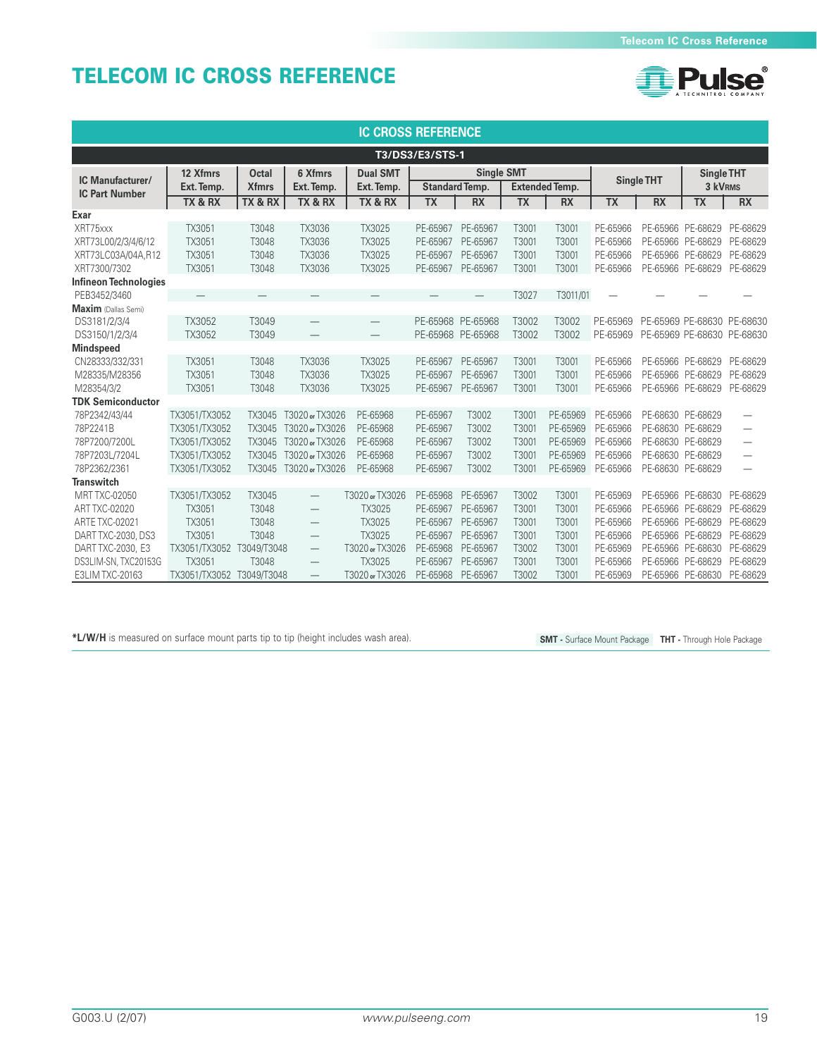# TELECOM IC CROSS REFERENCE

## IC CROSS REFERENCE

### T3/DS3/E3/STS-1

| IC Manufacturer/ IC Part Number | 12 Xfmrs Ext. Temp. | Octal Xfmrs | 6 Xfmrs Ext. Temp. | Dual SMT Ext. Temp. | Single SMT Standard Temp. | | Single SMT Extended Temp. | | Single THT | | Single THT 3 kVRMS | |
|---|---|---|---|---|---|---|---|---|---|---|---|---|
| | TX & RX | TX & RX | TX & RX | TX & RX | TX | RX | TX | RX | TX | RX | TX | RX |
| **Exar** | | | | | | | | | | | | |
| XRT75xxx | TX3051 | T3048 | TX3036 | TX3025 | PE-65967 | PE-65967 | T3001 | T3001 | PE-65966 | PE-65966 | PE-68629 | PE-68629 |
| XRT73L00/2/3/4/6/12 | TX3051 | T3048 | TX3036 | TX3025 | PE-65967 | PE-65967 | T3001 | T3001 | PE-65966 | PE-65966 | PE-68629 | PE-68629 |
| XRT73LC03A/04A,R12 | TX3051 | T3048 | TX3036 | TX3025 | PE-65967 | PE-65967 | T3001 | T3001 | PE-65966 | PE-65966 | PE-68629 | PE-68629 |
| XRT7300/7302 | TX3051 | T3048 | TX3036 | TX3025 | PE-65967 | PE-65967 | T3001 | T3001 | PE-65966 | PE-65966 | PE-68629 | PE-68629 |
| **Infineon Technologies** | | | | | | | | | | | | |
| PEB3452/3460 | — | — | — | — | — | — | T3027 | T3011/01 | — | — | — | — |
| **Maxim** (Dallas Semi) | | | | | | | | | | | | |
| DS3181/2/3/4 | TX3052 | T3049 | — | — | PE-65968 | PE-65968 | T3002 | T3002 | PE-65969 | PE-65969 | PE-68630 | PE-68630 |
| DS3150/1/2/3/4 | TX3052 | T3049 | — | — | PE-65968 | PE-65968 | T3002 | T3002 | PE-65969 | PE-65969 | PE-68630 | PE-68630 |
| **Mindspeed** | | | | | | | | | | | | |
| CN28333/332/331 | TX3051 | T3048 | TX3036 | TX3025 | PE-65967 | PE-65967 | T3001 | T3001 | PE-65966 | PE-65966 | PE-68629 | PE-68629 |
| M28335/M28356 | TX3051 | T3048 | TX3036 | TX3025 | PE-65967 | PE-65967 | T3001 | T3001 | PE-65966 | PE-65966 | PE-68629 | PE-68629 |
| M28354/3/2 | TX3051 | T3048 | TX3036 | TX3025 | PE-65967 | PE-65967 | T3001 | T3001 | PE-65966 | PE-65966 | PE-68629 | PE-68629 |
| **TDK Semiconductor** | | | | | | | | | | | | |
| 78P2342/43/44 | TX3051/TX3052 | TX3045 | T3020 or TX3026 | PE-65968 | PE-65967 | T3002 | T3001 | PE-65969 | PE-65966 | PE-68630 | PE-68629 | — |
| 78P2241B | TX3051/TX3052 | TX3045 | T3020 or TX3026 | PE-65968 | PE-65967 | T3002 | T3001 | PE-65969 | PE-65966 | PE-68630 | PE-68629 | — |
| 78P7200/7200L | TX3051/TX3052 | TX3045 | T3020 or TX3026 | PE-65968 | PE-65967 | T3002 | T3001 | PE-65969 | PE-65966 | PE-68630 | PE-68629 | — |
| 78P7203L/7204L | TX3051/TX3052 | TX3045 | T3020 or TX3026 | PE-65968 | PE-65967 | T3002 | T3001 | PE-65969 | PE-65966 | PE-68630 | PE-68629 | — |
| 78P2362/2361 | TX3051/TX3052 | TX3045 | T3020 or TX3026 | PE-65968 | PE-65967 | T3002 | T3001 | PE-65969 | PE-65966 | PE-68630 | PE-68629 | — |
| **Transwitch** | | | | | | | | | | | | |
| MRT TXC-02050 | TX3051/TX3052 | TX3045 | — | T3020 or TX3026 | PE-65968 | PE-65967 | T3002 | T3001 | PE-65969 | PE-65966 | PE-68630 | PE-68629 |
| ART TXC-02020 | TX3051 | T3048 | — | TX3025 | PE-65967 | PE-65967 | T3001 | T3001 | PE-65966 | PE-65966 | PE-68629 | PE-68629 |
| ARTE TXC-02021 | TX3051 | T3048 | — | TX3025 | PE-65967 | PE-65967 | T3001 | T3001 | PE-65966 | PE-65966 | PE-68629 | PE-68629 |
| DART TXC-2030, DS3 | TX3051 | T3048 | — | TX3025 | PE-65967 | PE-65967 | T3001 | T3001 | PE-65966 | PE-65966 | PE-68629 | PE-68629 |
| DART TXC-2030, E3 | TX3051/TX3052 | T3049/T3048 | — | T3020 or TX3026 | PE-65968 | PE-65967 | T3002 | T3001 | PE-65969 | PE-65966 | PE-68630 | PE-68629 |
| DS3LIM-SN, TXC20153G | TX3051 | T3048 | — | TX3025 | PE-65967 | PE-65967 | T3001 | T3001 | PE-65966 | PE-65966 | PE-68629 | PE-68629 |
| E3LIM TXC-20163 | TX3051/TX3052 | T3049/T3048 | — | T3020 or TX3026 | PE-65968 | PE-65967 | T3002 | T3001 | PE-65969 | PE-65966 | PE-68630 | PE-68629 |

***L/W/H** is measured on surface mount parts tip to tip (height includes wash area).

**SMT** - Surface Mount Package **THT** - Through Hole Package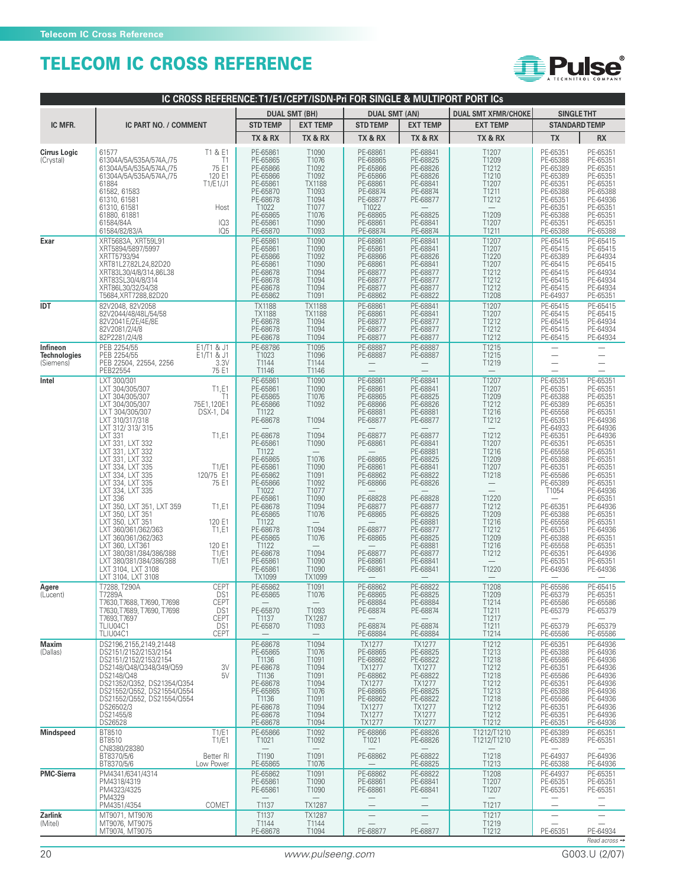# TELECOM IC CROSS REFERENCE

## IC CROSS REFERENCE: T1/E1/CEPT/ISDN-Pri FOR SINGLE & MULTIPORT PORT ICs

| IC MFR. | IC PART NO. / COMMENT | | DUAL SMT (BH) | | DUAL SMT (AN) | | DUAL SMT XFMR/CHOKE | SINGLE THT | |
|---|---|---|---|---|---|---|---|---|---|
| | | | STD TEMP | EXT TEMP | STD TEMP | EXT TEMP | EXT TEMP | STANDARD TEMP | |
| | | | TX & RX | TX & RX | TX & RX | TX & RX | TX & RX | TX | RX |
| **Cirrus Logic** (Crystal) | 61577 | T1 & E1 | PE-65861 | T1090 | PE-68861 | PE-68841 | T1207 | PE-65351 | PE-65351 |
| | 61304A/5A/535A/574A,/75 | T1 | PE-65865 | T1076 | PE-68865 | PE-68825 | T1209 | PE-65388 | PE-65351 |
| | 61304A/5A/535A/574A,/75 | 75 E1 | PE-65866 | T1092 | PE-68866 | PE-68826 | T1212 | PE-65389 | PE-65351 |
| | 61304A/5A/535A/574A,/75 | 120 E1 | PE-65866 | T1092 | PE-65866 | PE-68826 | T1210 | PE-65389 | PE-65351 |
| | 61884 | T1/E1/J1 | PE-65861 | TX1188 | PE-68861 | PE-68841 | T1207 | PE-65351 | PE-65351 |
| | 61582, 61583 | | PE-65870 | T1093 | PE-68874 | PE-68874 | T1211 | PE-65388 | PE-65388 |
| | 61310, 61581 | | PE-68678 | T1094 | PE-68877 | PE-68877 | T1212 | PE-65351 | PE-64936 |
| | 61310, 61581 | Host | T1022 | T1077 | T1022 | — | — | PE-65351 | PE-65351 |
| | 61880, 61881 | | PE-65865 | T1076 | PE-68865 | PE-68825 | T1209 | PE-65388 | PE-65351 |
| | 61584/84A | IQ3 | PE-65861 | T1090 | PE-68861 | PE-68841 | T1207 | PE-65351 | PE-65351 |
| | 61584/82/83/A | IQ5 | PE-65870 | T1093 | PE-68874 | PE-68874 | T1211 | PE-65388 | PE-65388 |
| **Exar** | XRT5683A, XRT59L91 | | PE-65861 | T1090 | PE-68861 | PE-68841 | T1207 | PE-65415 | PE-65415 |
| | XRT5894/5897/5997 | | PE-65861 | T1090 | PE-68861 | PE-68841 | T1207 | PE-65415 | PE-65415 |
| | XRT75793/94 | | PE-65866 | T1092 | PE-68866 | PE-68826 | T1220 | PE-65389 | PE-64934 |
| | XRT81L27,82L24,82D20 | | PE-65861 | T1090 | PE-68861 | PE-68841 | T1207 | PE-65415 | PE-65415 |
| | XRT83L30/4/8/314,86L38 | | PE-68678 | T1094 | PE-68877 | PE-68877 | T1212 | PE-65415 | PE-64934 |
| | XRT83SL30/4/8/314 | | PE-68678 | T1094 | PE-68877 | PE-68877 | T1212 | PE-65415 | PE-64934 |
| | XRT86L30/32/34/38 | | PE-68678 | T1094 | PE-68877 | PE-68877 | T1212 | PE-65415 | PE-64934 |
| | T5684,XRT7288,82D20 | | PE-65862 | T1091 | PE-68862 | PE-68822 | T1208 | PE-64937 | PE-65351 |
| **IDT** | 82V2048, 82V2058 | | TX1188 | TX1188 | PE-68861 | PE-68841 | T1207 | PE-65415 | PE-65415 |
| | 82V2044/48/48L/54/58 | | TX1188 | TX1188 | PE-68861 | PE-68841 | T1207 | PE-65415 | PE-65415 |
| | 82V2041E/2E/4E/8E | | PE-68678 | T1094 | PE-68877 | PE-68877 | T1212 | PE-65415 | PE-64934 |
| | 82V2081/2/4/8 | | PE-68678 | T1094 | PE-68877 | PE-68877 | T1212 | PE-65415 | PE-64934 |
| | 82P2281/2/4/8 | | PE-68678 | T1094 | PE-68877 | PE-68877 | T1212 | PE-65415 | PE-64934 |
| **Infineon Technologies** (Siemens) | PEB 2254/55 | E1/T1 & J1 | PE-68786 | T1095 | PE-68887 | PE-68887 | T1215 | — | — |
| | PEB 2254/55 | E1/T1 & J1 | T1023 | T1096 | PE-68887 | PE-68887 | T1215 | — | — |
| | PEB 22504, 22554, 2256 | 3.3V | T1144 | T1144 | — | — | T1219 | — | — |
| | PEB22554 | 75 E1 | T1146 | T1146 | — | — | — | — | — |
| **Intel** | LXT 300/301 | | PE-65861 | T1090 | PE-68861 | PE-68841 | T1207 | PE-65351 | PE-65351 |
| | LXT 304/305/307 | T1,E1 | PE-65861 | T1090 | PE-68861 | PE-68841 | T1207 | PE-65351 | PE-65351 |
| | LXT 304/305/307 | T1 | PE-65865 | T1076 | PE-68865 | PE-68825 | T1209 | PE-65388 | PE-65351 |
| | LXT 304/305/307 | 75E1,120E1 | PE-65866 | T1092 | PE-68866 | PE-68826 | T1212 | PE-65389 | PE-65351 |
| | LXT 304/305/307 | DSX-1, D4 | T1122 | | PE-68881 | PE-68881 | T1216 | PE-65558 | PE-65351 |
| | LXT 310/317/318 | | PE-68678 | T1094 | PE-68877 | PE-68877 | T1212 | PE-65351 | PE-64936 |
| | LXT 312/ 313/ 315 | | — | — | — | — | — | PE-64933 | PE-64936 |
| | LXT 331 | T1,E1 | PE-68678 | T1094 | PE-68877 | PE-68877 | T1212 | PE-65351 | PE-64936 |
| | LXT 331, LXT 332 | | PE-65861 | T1090 | PE-68861 | PE-68841 | T1207 | PE-65351 | PE-65351 |
| | LXT 331, LXT 332 | | T1122 | — | — | PE-68881 | T1216 | PE-65558 | PE-65351 |
| | LXT 331, LXT 332 | | PE-65865 | T1076 | PE-68865 | PE-68825 | T1209 | PE-65388 | PE-65351 |
| | LXT 334, LXT 335 | T1/E1 | PE-65861 | T1090 | PE-68861 | PE-68841 | T1207 | PE-65351 | PE-65351 |
| | LXT 334, LXT 335 | 120/75 E1 | PE-65862 | T1091 | PE-68862 | PE-68822 | T1218 | PE-65586 | PE-65351 |
| | LXT 334, LXT 335 | 75 E1 | PE-65866 | T1092 | PE-68866 | PE-68826 | — | PE-65389 | PE-65351 |
| | LXT 334, LXT 335 | | T1022 | T1077 | — | — | — | T1054 | PE-64936 |
| | LXT 336 | | PE-65861 | T1090 | PE-68828 | PE-68828 | T1220 | — | PE-65351 |
| | LXT 350, LXT 351, LXT 359 | T1,E1 | PE-68678 | T1094 | PE-68877 | PE-68877 | T1212 | PE-65351 | PE-64936 |
| | LXT 350, LXT 351 | | PE-65865 | T1076 | PE-68865 | PE-68825 | T1209 | PE-65388 | PE-65351 |
| | LXT 350, LXT 351 | 120 E1 | T1122 | — | — | PE-68881 | T1216 | PE-65558 | PE-65351 |
| | LXT 360/361/362/363 | T1,E1 | PE-68678 | T1094 | PE-68877 | PE-68877 | T1212 | PE-65351 | PE-64936 |
| | LXT 360/361/362/363 | | PE-65865 | T1076 | PE-68865 | PE-68825 | T1209 | PE-65388 | PE-65351 |
| | LXT 360, LXT361 | 120 E1 | T1122 | — | — | PE-68881 | T1216 | PE-65558 | PE-65351 |
| | LXT 380/381/384/386/388 | T1/E1 | PE-68678 | T1094 | PE-68877 | PE-68877 | T1212 | PE-65351 | PE-64936 |
| | LXT 380/381/384/386/388 | T1/E1 | PE-65861 | T1090 | PE-68861 | PE-68841 | — | PE-65351 | PE-65351 |
| | LXT 3104, LXT 3108 | | PE-65861 | T1090 | PE-68861 | PE-68841 | T1220 | PE-64936 | PE-64936 |
| | LXT 3104, LXT 3108 | | TX1099 | TX1099 | — | — | — | — | — |
| **Agere** (Lucent) | T7288, T290A | CEPT | PE-65862 | T1091 | PE-68862 | PE-68822 | T1208 | PE-65586 | PE-65415 |
| | T7289A | DS1 | PE-65865 | T1076 | PE-68865 | PE-68825 | T1209 | PE-65379 | PE-65351 |
| | T7630,T7688, T7690, T7698 | CEPT | — | — | PE-68884 | PE-68884 | T1214 | PE-65586 | PE-65586 |
| | T7630,T7689, T7690, T7698 | DS1 | PE-65870 | T1093 | PE-68874 | PE-68874 | T1211 | PE-65379 | PE-65379 |
| | T7693,T7697 | CEPT | T1137 | TX1287 | — | — | T1217 | — | — |
| | TLIU04C1 | DS1 | PE-65870 | T1093 | PE-68874 | PE-68874 | T1211 | PE-65379 | PE-65379 |
| | TLIU04C1 | CEPT | — | — | PE-68884 | PE-68884 | T1214 | PE-65586 | PE-65586 |
| **Maxim** (Dallas) | DS2196,2155,2149,21448 | | PE-68678 | T1094 | TX1277 | TX1277 | T1212 | PE-65351 | PE-64936 |
| | DS2151/2152/2153/2154 | | PE-65865 | T1076 | PE-68865 | PE-68825 | T1213 | PE-65388 | PE-64936 |
| | DS2151/2152/2153/2154 | | T1136 | T1091 | PE-68862 | PE-68822 | T1218 | PE-65586 | PE-64936 |
| | DS2148/Q48/Q348/349/Q59 | 3V | PE-68678 | T1094 | TX1277 | TX1277 | T1212 | PE-65351 | PE-64936 |
| | DS2148/Q48 | 5V | T1136 | T1091 | PE-68862 | PE-68822 | T1218 | PE-65586 | PE-64936 |
| | DS21352/Q352, DS21354/Q354 | | PE-68678 | T1094 | TX1277 | TX1277 | T1212 | PE-65351 | PE-64936 |
| | DS21552/Q552, DS21554/Q554 | | PE-65865 | T1076 | PE-68865 | PE-68825 | T1213 | PE-65388 | PE-64936 |
| | DS21552/Q552, DS21554/Q554 | | T1136 | T1091 | PE-68862 | PE-68822 | T1218 | PE-65586 | PE-64936 |
| | DS26502/3 | | PE-68678 | T1094 | TX1277 | TX1277 | T1212 | PE-65351 | PE-64936 |
| | DS21455/8 | | PE-68678 | T1094 | TX1277 | TX1277 | T1212 | PE-65351 | PE-64936 |
| | DS26528 | | PE-68678 | T1094 | TX1277 | TX1277 | T1212 | PE-65351 | PE-64936 |
| **Mindspeed** | BT8510 | T1/E1 | PE-65866 | T1092 | PE-68866 | PE-68826 | T1212/T1210 | PE-65389 | PE-65351 |
| | BT8510 | T1/E1 | T1021 | T1092 | T1021 | PE-68826 | T1212/T1210 | PE-65389 | PE-65351 |
| | CN8380/28380 | | — | — | — | — | — | — | — |
| | BT8370/5/6 | Better RI | T1190 | T1091 | PE-68862 | PE-68822 | T1218 | PE-64937 | PE-64936 |
| | BT8370/5/6 | Low Power | PE-65865 | T1076 | — | PE-68825 | T1213 | PE-65388 | PE-64936 |
| **PMC-Sierra** | PM4341/6341/4314 | | PE-65862 | T1091 | PE-68862 | PE-68822 | T1208 | PE-64937 | PE-65351 |
| | PM4318/4319 | | PE-65861 | T1090 | PE-68861 | PE-68841 | T1207 | PE-65351 | PE-65351 |
| | PM4323/4325 | | PE-65861 | T1090 | PE-68861 | PE-68841 | T1207 | PE-65351 | PE-65351 |
| | PM4329 | | — | — | — | — | — | — | — |
| | PM4351/4354 | COMET | T1137 | TX1287 | — | — | T1217 | — | — |
| **Zarlink** (Mitel) | MT9071, MT9076 | | T1137 | TX1287 | — | — | T1217 | — | — |
| | MT9076, MT9075 | | T1144 | T1144 | — | — | T1219 | — | — |
| | MT9074, MT9075 | | PE-68678 | T1094 | PE-68877 | PE-68877 | T1212 | PE-65351 | PE-64934 |

*Read across →*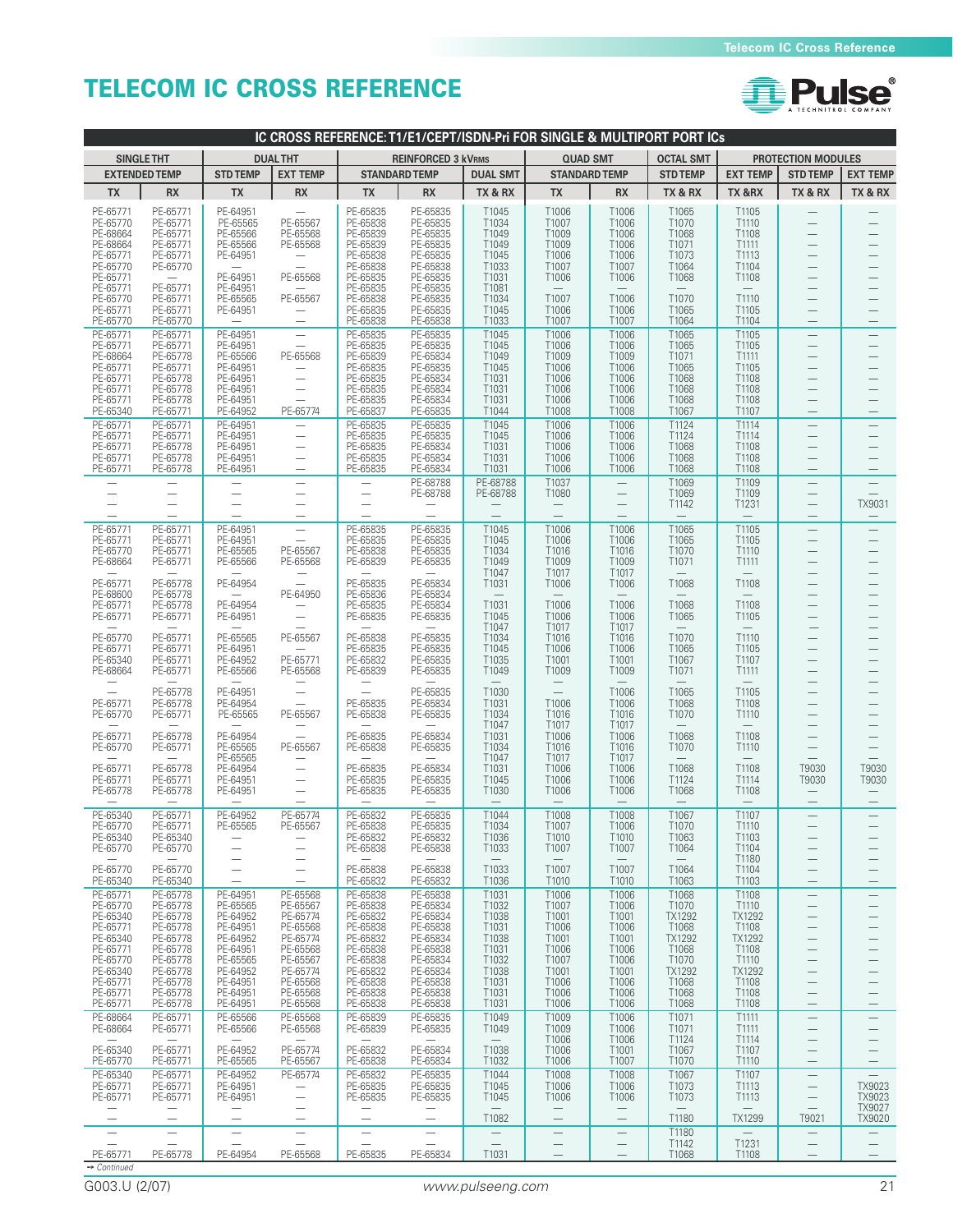# TELECOM IC CROSS REFERENCE

| IC CROSS REFERENCE: T1/E1/CEPT/ISDN-Pri FOR SINGLE & MULTIPORT PORT ICs | | | | | | | | | | | | | |
|---|---|---|---|---|---|---|---|---|---|---|---|---|---|
| SINGLE THT | | DUAL THT | | REINFORCED 3 kVRMS | | | QUAD SMT | | OCTAL SMT | PROTECTION MODULES | | | |
| EXTENDED TEMP | | STD TEMP | EXT TEMP | STANDARD TEMP | | DUAL SMT | STANDARD TEMP | | STD TEMP | EXT TEMP | STD TEMP | EXT TEMP | |
| TX | RX | TX | RX | TX | RX | TX & RX | TX | RX | TX & RX | TX &RX | TX & RX | TX & RX | |
| PE-65771 | PE-65771 | PE-64951 | — | PE-65835 | PE-65835 | T1045 | T1006 | T1006 | T1065 | T1105 | — | — | |
| PE-65770 | PE-65771 | PE-65565 | PE-65567 | PE-65838 | PE-65835 | T1034 | T1007 | T1006 | T1070 | T1110 | — | — | |
| PE-68664 | PE-65771 | PE-65566 | PE-65568 | PE-65839 | PE-65835 | T1049 | T1009 | T1006 | T1068 | T1108 | — | — | |
| PE-68664 | PE-65771 | PE-65566 | PE-65568 | PE-65839 | PE-65835 | T1049 | T1009 | T1006 | T1071 | T1111 | — | — | |
| PE-65771 | PE-65771 | PE-64951 | — | PE-65838 | PE-65835 | T1045 | T1006 | T1006 | T1073 | T1113 | — | — | |
| PE-65770 | PE-65770 | — | — | PE-65838 | PE-65838 | T1033 | T1007 | T1007 | T1064 | T1104 | — | — | |
| PE-65771 | — | PE-64951 | PE-65568 | PE-65838 | PE-65835 | T1031 | T1006 | T1006 | T1068 | T1108 | — | — | |
| PE-65771 | PE-65771 | PE-64951 | — | PE-65835 | PE-65835 | T1081 | — | — | — | — | — | — | |
| PE-65770 | PE-65771 | PE-65565 | PE-65567 | PE-65838 | PE-65835 | T1034 | T1007 | T1006 | T1070 | T1110 | — | — | |
| PE-65771 | PE-65771 | PE-64951 | — | PE-65835 | PE-65835 | T1045 | T1006 | T1006 | T1065 | T1105 | — | — | |
| PE-65770 | PE-65770 | — | — | PE-65838 | PE-65838 | T1033 | T1007 | T1007 | T1064 | T1104 | — | — | |
| PE-65771 | PE-65771 | PE-64951 | — | PE-65835 | PE-65835 | T1045 | T1006 | T1006 | T1065 | T1105 | — | — | |
| PE-65771 | PE-65771 | PE-64951 | — | PE-65835 | PE-65835 | T1045 | T1006 | T1006 | T1065 | T1105 | — | — | |
| PE-68664 | PE-65778 | PE-65566 | PE-65568 | PE-65839 | PE-65834 | T1049 | T1009 | T1009 | T1071 | T1111 | — | — | |
| PE-65771 | PE-65771 | PE-64951 | — | PE-65835 | PE-65835 | T1045 | T1006 | T1006 | T1065 | T1105 | — | — | |
| PE-65771 | PE-65778 | PE-64951 | — | PE-65835 | PE-65834 | T1031 | T1006 | T1006 | T1068 | T1108 | — | — | |
| PE-65771 | PE-65778 | PE-64951 | — | PE-65835 | PE-65834 | T1031 | T1006 | T1006 | T1068 | T1108 | — | — | |
| PE-65771 | PE-65778 | PE-64951 | — | PE-65835 | PE-65834 | T1031 | T1006 | T1006 | T1068 | T1108 | — | — | |
| PE-65340 | PE-65771 | PE-64952 | PE-65774 | PE-65837 | PE-65835 | T1044 | T1008 | T1008 | T1067 | T1107 | — | — | |
| PE-65771 | PE-65771 | PE-64951 | — | PE-65835 | PE-65835 | T1045 | T1006 | T1006 | T1124 | T1114 | — | — | |
| PE-65771 | PE-65771 | PE-64951 | — | PE-65835 | PE-65835 | T1045 | T1006 | T1006 | T1124 | T1114 | — | — | |
| PE-65771 | PE-65778 | PE-64951 | — | PE-65835 | PE-65834 | T1031 | T1006 | T1006 | T1068 | T1108 | — | — | |
| PE-65771 | PE-65778 | PE-64951 | — | PE-65835 | PE-65834 | T1031 | T1006 | T1006 | T1068 | T1108 | — | — | |
| PE-65771 | PE-65778 | PE-64951 | — | PE-65835 | PE-65834 | T1031 | T1006 | T1006 | T1068 | T1108 | — | — | |
| — | — | — | — | — | PE-68788 | PE-68788 | T1037 | — | T1069 | T1109 | — | — | |
| — | — | — | — | — | PE-68788 | PE-68788 | T1080 | — | T1069 | T1109 | — | — | |
| — | — | — | — | — | — | — | — | — | T1142 | T1231 | — | TX9031 | |
| — | — | — | — | — | — | — | — | — | — | — | — | — | |
| PE-65771 | PE-65771 | PE-64951 | — | PE-65835 | PE-65835 | T1045 | T1006 | T1006 | T1065 | T1105 | — | — | |
| PE-65771 | PE-65771 | PE-64951 | — | PE-65835 | PE-65835 | T1045 | T1006 | T1006 | T1065 | T1105 | — | — | |
| PE-65770 | PE-65771 | PE-65565 | PE-65567 | PE-65838 | PE-65835 | T1034 | T1016 | T1016 | T1070 | T1110 | — | — | |
| PE-68664 | PE-65771 | PE-65566 | PE-65568 | PE-65839 | PE-65835 | T1049 | T1009 | T1009 | T1071 | T1111 | — | — | |
| — | — | — | — | — | — | T1047 | T1017 | T1017 | — | — | — | — | |
| PE-65771 | PE-65778 | PE-64954 | — | PE-65835 | PE-65834 | T1031 | T1006 | T1006 | T1068 | T1108 | — | — | |
| PE-68600 | PE-65778 | — | PE-64950 | PE-65836 | PE-65834 | — | — | — | — | — | — | — | |
| PE-65771 | PE-65778 | PE-64954 | — | PE-65835 | PE-65834 | T1031 | T1006 | T1006 | T1068 | T1108 | — | — | |
| PE-65771 | PE-65771 | PE-64951 | — | PE-65835 | PE-65835 | T1045 | T1006 | T1006 | T1065 | T1105 | — | — | |
| — | — | — | — | — | — | T1047 | T1017 | T1017 | — | — | — | — | |
| PE-65770 | PE-65771 | PE-65565 | PE-65567 | PE-65838 | PE-65835 | T1034 | T1016 | T1016 | T1070 | T1110 | — | — | |
| PE-65771 | PE-65771 | PE-64951 | — | PE-65835 | PE-65835 | T1045 | T1006 | T1006 | T1065 | T1105 | — | — | |
| PE-65340 | PE-65771 | PE-64952 | PE-65771 | PE-65832 | PE-65835 | T1035 | T1001 | T1001 | T1067 | T1107 | — | — | |
| PE-68664 | PE-65771 | PE-65566 | PE-65568 | PE-65839 | PE-65835 | T1049 | T1009 | T1009 | T1071 | T1111 | — | — | |
| — | — | — | — | — | — | — | — | — | — | — | — | — | |
| — | PE-65778 | PE-64951 | — | — | PE-65835 | T1030 | — | T1006 | T1065 | T1105 | — | — | |
| PE-65771 | PE-65778 | PE-64954 | — | PE-65835 | PE-65834 | T1031 | T1006 | T1006 | T1068 | T1108 | — | — | |
| PE-65770 | PE-65771 | PE-65565 | PE-65567 | PE-65838 | PE-65835 | T1034 | T1016 | T1016 | T1070 | T1110 | — | — | |
| — | — | — | — | — | — | T1047 | T1017 | T1017 | — | — | — | — | |
| PE-65771 | PE-65778 | PE-64954 | — | PE-65835 | PE-65834 | T1031 | T1006 | T1006 | T1068 | T1108 | — | — | |
| PE-65770 | PE-65771 | PE-65565 | PE-65567 | PE-65838 | PE-65835 | T1034 | T1016 | T1016 | T1070 | T1110 | — | — | |
| — | — | PE-65565 | — | — | — | T1047 | T1017 | T1017 | — | — | — | — | |
| PE-65771 | PE-65778 | PE-64954 | — | PE-65835 | PE-65834 | T1031 | T1006 | T1006 | T1068 | T1108 | T9030 | T9030 | |
| PE-65771 | PE-65771 | PE-64951 | — | PE-65835 | PE-65835 | T1045 | T1006 | T1006 | T1124 | T1114 | T9030 | T9030 | |
| PE-65778 | PE-65778 | PE-64951 | — | PE-65835 | PE-65835 | T1030 | T1006 | T1006 | T1068 | T1108 | — | — | |
| — | — | — | — | — | — | — | — | — | — | — | — | — | |
| PE-65340 | PE-65771 | PE-64952 | PE-65774 | PE-65832 | PE-65835 | T1044 | T1008 | T1008 | T1067 | T1107 | — | — | |
| PE-65770 | PE-65771 | PE-65565 | PE-65567 | PE-65838 | PE-65835 | T1034 | T1007 | T1006 | T1070 | T1110 | — | — | |
| PE-65340 | PE-65340 | — | — | PE-65832 | PE-65832 | T1036 | T1010 | T1010 | T1063 | T1103 | — | — | |
| PE-65770 | PE-65770 | — | — | PE-65838 | PE-65838 | T1033 | T1007 | T1007 | T1064 | T1104 | — | — | |
| — | — | — | — | — | — | — | — | — | — | T1180 | — | — | |
| PE-65770 | PE-65770 | — | — | PE-65838 | PE-65838 | T1033 | T1007 | T1007 | T1064 | T1104 | — | — | |
| PE-65340 | PE-65340 | — | — | PE-65832 | PE-65832 | T1036 | T1010 | T1010 | T1063 | T1103 | — | — | |
| PE-65771 | PE-65778 | PE-64951 | PE-65568 | PE-65838 | PE-65838 | T1031 | T1006 | T1006 | T1068 | T1108 | — | — | |
| PE-65770 | PE-65778 | PE-65565 | PE-65567 | PE-65838 | PE-65834 | T1032 | T1007 | T1006 | T1070 | T1110 | — | — | |
| PE-65340 | PE-65778 | PE-64952 | PE-65774 | PE-65832 | PE-65834 | T1038 | T1001 | T1001 | TX1292 | TX1292 | — | — | |
| PE-65771 | PE-65778 | PE-64951 | PE-65568 | PE-65838 | PE-65838 | T1031 | T1006 | T1006 | T1068 | T1108 | — | — | |
| PE-65340 | PE-65778 | PE-64952 | PE-65774 | PE-65832 | PE-65834 | T1038 | T1001 | T1001 | TX1292 | TX1292 | — | — | |
| PE-65771 | PE-65778 | PE-64951 | PE-65568 | PE-65838 | PE-65838 | T1031 | T1006 | T1006 | T1068 | T1108 | — | — | |
| PE-65770 | PE-65778 | PE-65565 | PE-65567 | PE-65838 | PE-65834 | T1032 | T1007 | T1006 | T1070 | T1110 | — | — | |
| PE-65340 | PE-65778 | PE-64952 | PE-65774 | PE-65832 | PE-65834 | T1038 | T1001 | T1001 | TX1292 | TX1292 | — | — | |
| PE-65771 | PE-65778 | PE-64951 | PE-65568 | PE-65838 | PE-65838 | T1031 | T1006 | T1006 | T1068 | T1108 | — | — | |
| PE-65771 | PE-65778 | PE-64951 | PE-65568 | PE-65838 | PE-65838 | T1031 | T1006 | T1006 | T1068 | T1108 | — | — | |
| PE-65771 | PE-65778 | PE-64951 | PE-65568 | PE-65838 | PE-65838 | T1031 | T1006 | T1006 | T1068 | T1108 | — | — | |
| PE-68664 | PE-65771 | PE-65566 | PE-65568 | PE-65839 | PE-65835 | T1049 | T1009 | T1006 | T1071 | T1111 | — | — | |
| PE-68664 | PE-65771 | PE-65566 | PE-65568 | PE-65839 | PE-65835 | T1049 | T1009 | T1006 | T1071 | T1111 | — | — | |
| — | — | — | — | — | — | — | T1006 | T1006 | T1124 | T1114 | — | — | |
| PE-65340 | PE-65771 | PE-64952 | PE-65774 | PE-65832 | PE-65834 | T1038 | T1006 | T1001 | T1067 | T1107 | — | — | |
| PE-65770 | PE-65771 | PE-65565 | PE-65567 | PE-65838 | PE-65834 | T1032 | T1006 | T1007 | T1070 | T1110 | — | — | |
| PE-65340 | PE-65771 | PE-64952 | PE-65774 | PE-65832 | PE-65835 | T1044 | T1008 | T1008 | T1067 | T1107 | — | — | |
| PE-65771 | PE-65771 | PE-64951 | — | PE-65835 | PE-65835 | T1045 | T1006 | T1006 | T1073 | T1113 | — | TX9023 | |
| PE-65771 | PE-65771 | PE-64951 | — | PE-65835 | PE-65835 | T1045 | T1006 | T1006 | T1073 | T1113 | — | TX9023 | |
| — | — | — | — | — | — | — | — | — | — | — | — | TX9027 | |
| — | — | — | — | — | — | T1082 | — | — | T1180 | TX1299 | T9021 | TX9020 | |
| — | — | — | — | — | — | — | — | — | T1180 | — | — | — | |
| — | — | — | — | — | — | — | — | — | T1142 | T1231 | — | — | |
| PE-65771 | PE-65778 | PE-64954 | PE-65568 | PE-65835 | PE-65834 | T1031 | — | — | T1068 | T1108 | — | — | |

→ *Continued*

G003.U (2/07) www.pulseeng.com